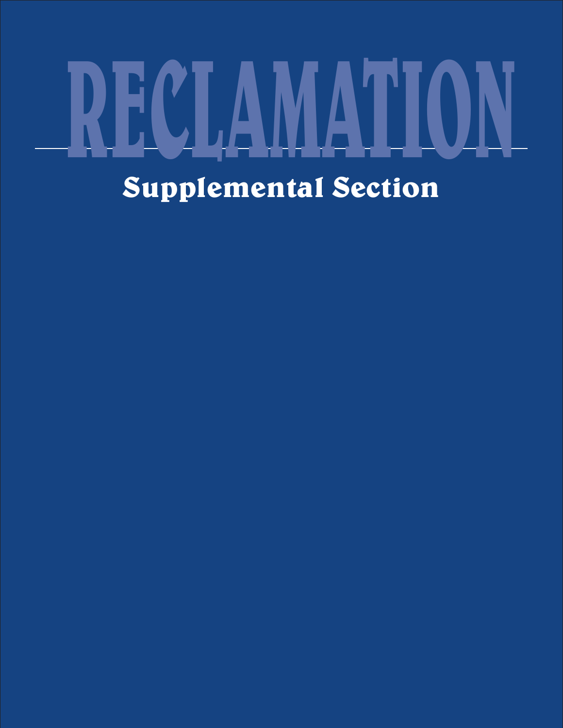# RECLAMATION

## Supplemental Section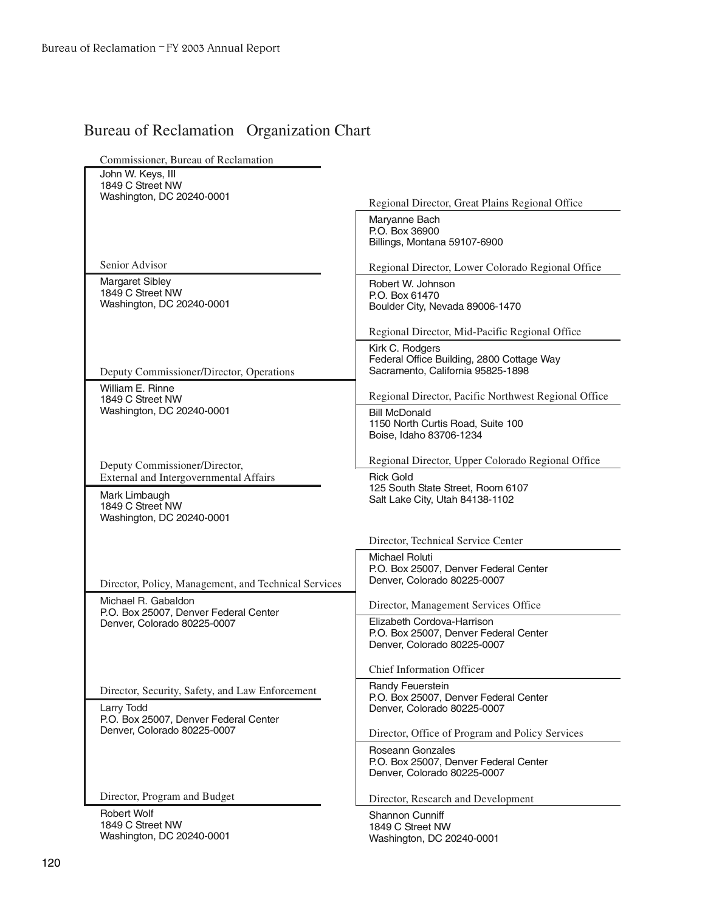## Bureau of Reclamation Organization Chart

**Commissioner, Bureau of Reclamation**
John W. Keys, III
1849 C Street NW
Washington, DC 20240-0001

**Senior Advisor**
Margaret Sibley
1849 C Street NW
Washington, DC 20240-0001

**Deputy Commissioner/Director, Operations**
William E. Rinne
1849 C Street NW
Washington, DC 20240-0001

**Deputy Commissioner/Director, External and Intergovernmental Affairs**
Mark Limbaugh
1849 C Street NW
Washington, DC 20240-0001

**Director, Policy, Management, and Technical Services**
Michael R. Gabaldon
P.O. Box 25007, Denver Federal Center
Denver, Colorado 80225-0007

**Director, Security, Safety, and Law Enforcement**
Larry Todd
P.O. Box 25007, Denver Federal Center
Denver, Colorado 80225-0007

**Director, Program and Budget**
Robert Wolf
1849 C Street NW
Washington, DC 20240-0001

**Regional Director, Great Plains Regional Office**
Maryanne Bach
P.O. Box 36900
Billings, Montana 59107-6900

**Regional Director, Lower Colorado Regional Office**
Robert W. Johnson
P.O. Box 61470
Boulder City, Nevada 89006-1470

**Regional Director, Mid-Pacific Regional Office**
Kirk C. Rodgers
Federal Office Building, 2800 Cottage Way
Sacramento, California 95825-1898

**Regional Director, Pacific Northwest Regional Office**
Bill McDonald
1150 North Curtis Road, Suite 100
Boise, Idaho 83706-1234

**Regional Director, Upper Colorado Regional Office**
Rick Gold
125 South State Street, Room 6107
Salt Lake City, Utah 84138-1102

**Director, Technical Service Center**
Michael Roluti
P.O. Box 25007, Denver Federal Center
Denver, Colorado 80225-0007

**Director, Management Services Office**
Elizabeth Cordova-Harrison
P.O. Box 25007, Denver Federal Center
Denver, Colorado 80225-0007

**Chief Information Officer**
Randy Feuerstein
P.O. Box 25007, Denver Federal Center
Denver, Colorado 80225-0007

**Director, Office of Program and Policy Services**
Roseann Gonzales
P.O. Box 25007, Denver Federal Center
Denver, Colorado 80225-0007

**Director, Research and Development**
Shannon Cunniff
1849 C Street NW
Washington, DC 20240-0001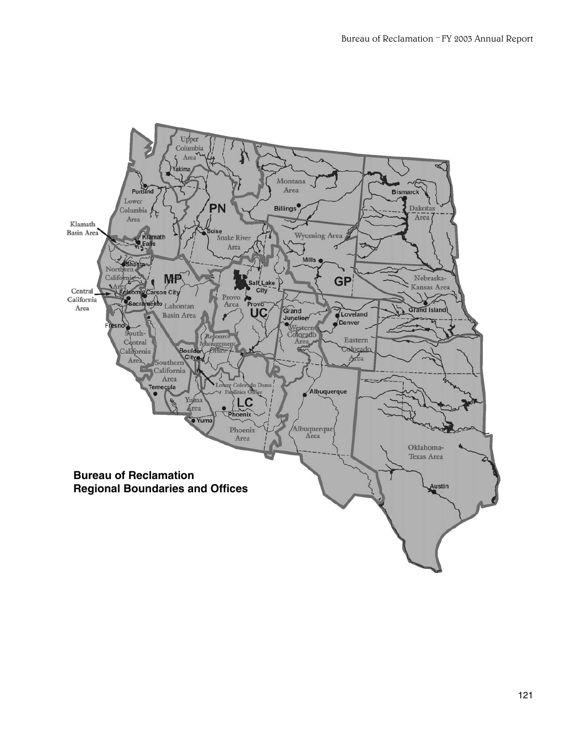**Bureau of Reclamation Regional Boundaries and Offices**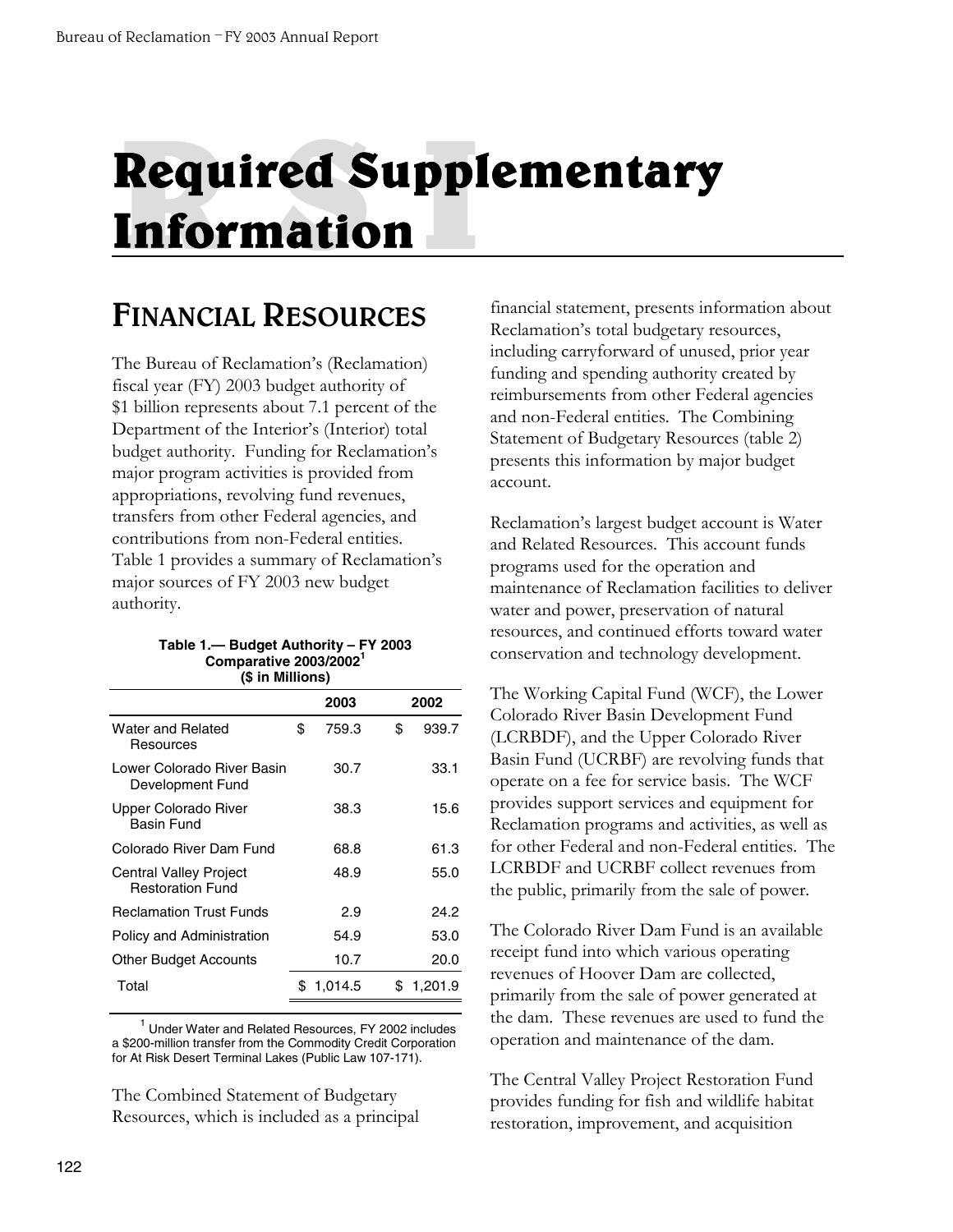# Required Supplementary Information

## Financial Resources

The Bureau of Reclamation's (Reclamation) fiscal year (FY) 2003 budget authority of $1 billion represents about 7.1 percent of the Department of the Interior's (Interior) total budget authority. Funding for Reclamation's major program activities is provided from appropriations, revolving fund revenues, transfers from other Federal agencies, and contributions from non-Federal entities. Table 1 provides a summary of Reclamation's major sources of FY 2003 new budget authority.

**Table 1.— Budget Authority – FY 2003 Comparative 2003/2002[1] ($ in Millions)**

| | 2003 | 2002 |
|---|---|---|
| Water and Related Resources | $ 759.3 | $ 939.7 |
| Lower Colorado River Basin Development Fund | 30.7 | 33.1 |
| Upper Colorado River Basin Fund | 38.3 | 15.6 |
| Colorado River Dam Fund | 68.8 | 61.3 |
| Central Valley Project Restoration Fund | 48.9 | 55.0 |
| Reclamation Trust Funds | 2.9 | 24.2 |
| Policy and Administration | 54.9 | 53.0 |
| Other Budget Accounts | 10.7 | 20.0 |
| Total | $ 1,014.5 | $ 1,201.9 |

[1] Under Water and Related Resources, FY 2002 includes a $200-million transfer from the Commodity Credit Corporation for At Risk Desert Terminal Lakes (Public Law 107-171).

The Combined Statement of Budgetary Resources, which is included as a principal financial statement, presents information about Reclamation's total budgetary resources, including carryforward of unused, prior year funding and spending authority created by reimbursements from other Federal agencies and non-Federal entities. The Combining Statement of Budgetary Resources (table 2) presents this information by major budget account.

Reclamation's largest budget account is Water and Related Resources. This account funds programs used for the operation and maintenance of Reclamation facilities to deliver water and power, preservation of natural resources, and continued efforts toward water conservation and technology development.

The Working Capital Fund (WCF), the Lower Colorado River Basin Development Fund (LCRBDF), and the Upper Colorado River Basin Fund (UCRBF) are revolving funds that operate on a fee for service basis. The WCF provides support services and equipment for Reclamation programs and activities, as well as for other Federal and non-Federal entities. The LCRBDF and UCRBF collect revenues from the public, primarily from the sale of power.

The Colorado River Dam Fund is an available receipt fund into which various operating revenues of Hoover Dam are collected, primarily from the sale of power generated at the dam. These revenues are used to fund the operation and maintenance of the dam.

The Central Valley Project Restoration Fund provides funding for fish and wildlife habitat restoration, improvement, and acquisition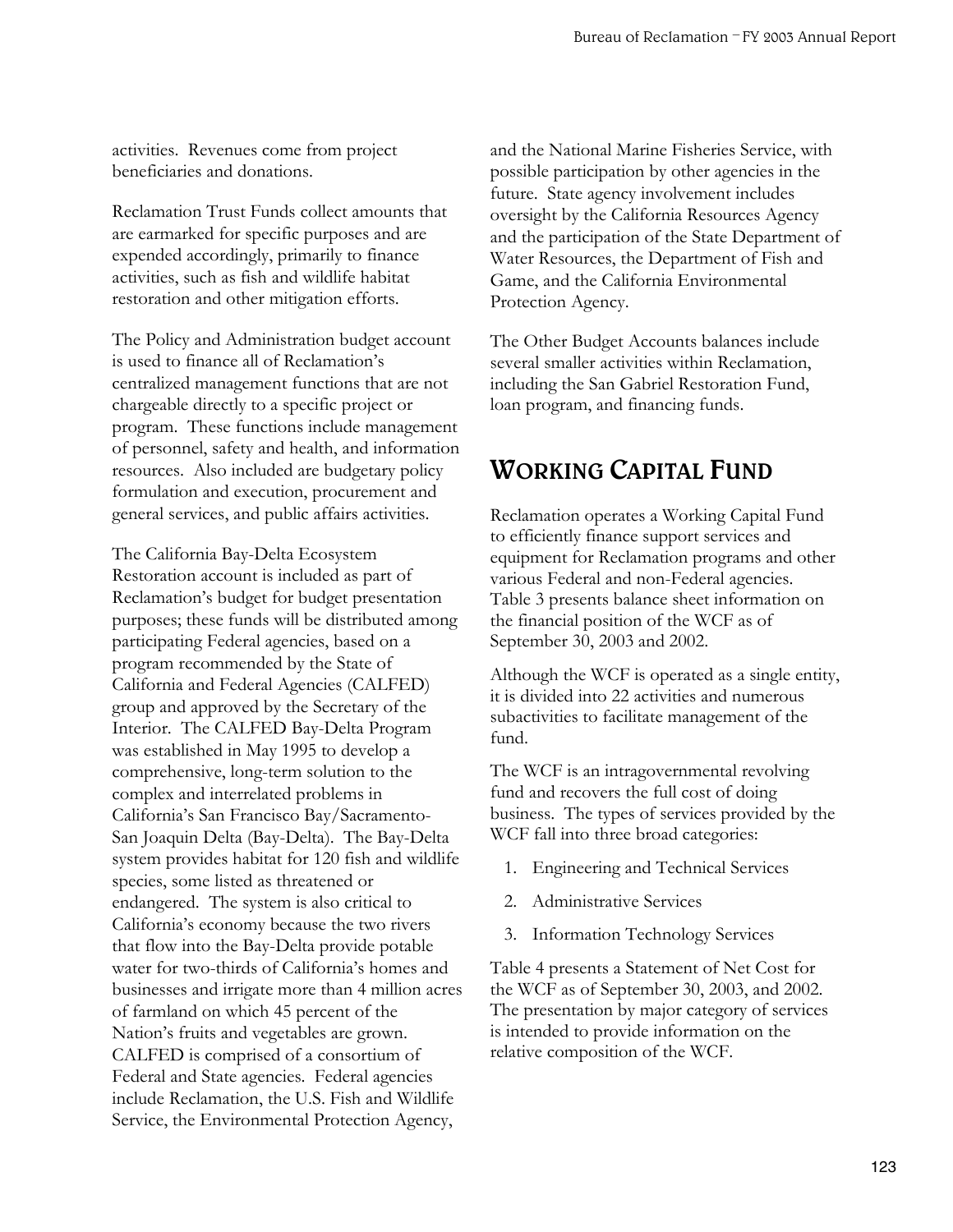activities. Revenues come from project beneficiaries and donations.

Reclamation Trust Funds collect amounts that are earmarked for specific purposes and are expended accordingly, primarily to finance activities, such as fish and wildlife habitat restoration and other mitigation efforts.

The Policy and Administration budget account is used to finance all of Reclamation's centralized management functions that are not chargeable directly to a specific project or program. These functions include management of personnel, safety and health, and information resources. Also included are budgetary policy formulation and execution, procurement and general services, and public affairs activities.

The California Bay-Delta Ecosystem Restoration account is included as part of Reclamation's budget for budget presentation purposes; these funds will be distributed among participating Federal agencies, based on a program recommended by the State of California and Federal Agencies (CALFED) group and approved by the Secretary of the Interior. The CALFED Bay-Delta Program was established in May 1995 to develop a comprehensive, long-term solution to the complex and interrelated problems in California's San Francisco Bay/Sacramento-San Joaquin Delta (Bay-Delta). The Bay-Delta system provides habitat for 120 fish and wildlife species, some listed as threatened or endangered. The system is also critical to California's economy because the two rivers that flow into the Bay-Delta provide potable water for two-thirds of California's homes and businesses and irrigate more than 4 million acres of farmland on which 45 percent of the Nation's fruits and vegetables are grown. CALFED is comprised of a consortium of Federal and State agencies. Federal agencies include Reclamation, the U.S. Fish and Wildlife Service, the Environmental Protection Agency, and the National Marine Fisheries Service, with possible participation by other agencies in the future. State agency involvement includes oversight by the California Resources Agency and the participation of the State Department of Water Resources, the Department of Fish and Game, and the California Environmental Protection Agency.

The Other Budget Accounts balances include several smaller activities within Reclamation, including the San Gabriel Restoration Fund, loan program, and financing funds.

## Working Capital Fund

Reclamation operates a Working Capital Fund to efficiently finance support services and equipment for Reclamation programs and other various Federal and non-Federal agencies. Table 3 presents balance sheet information on the financial position of the WCF as of September 30, 2003 and 2002.

Although the WCF is operated as a single entity, it is divided into 22 activities and numerous subactivities to facilitate management of the fund.

The WCF is an intragovernmental revolving fund and recovers the full cost of doing business. The types of services provided by the WCF fall into three broad categories:

1. Engineering and Technical Services
2. Administrative Services
3. Information Technology Services

Table 4 presents a Statement of Net Cost for the WCF as of September 30, 2003, and 2002. The presentation by major category of services is intended to provide information on the relative composition of the WCF.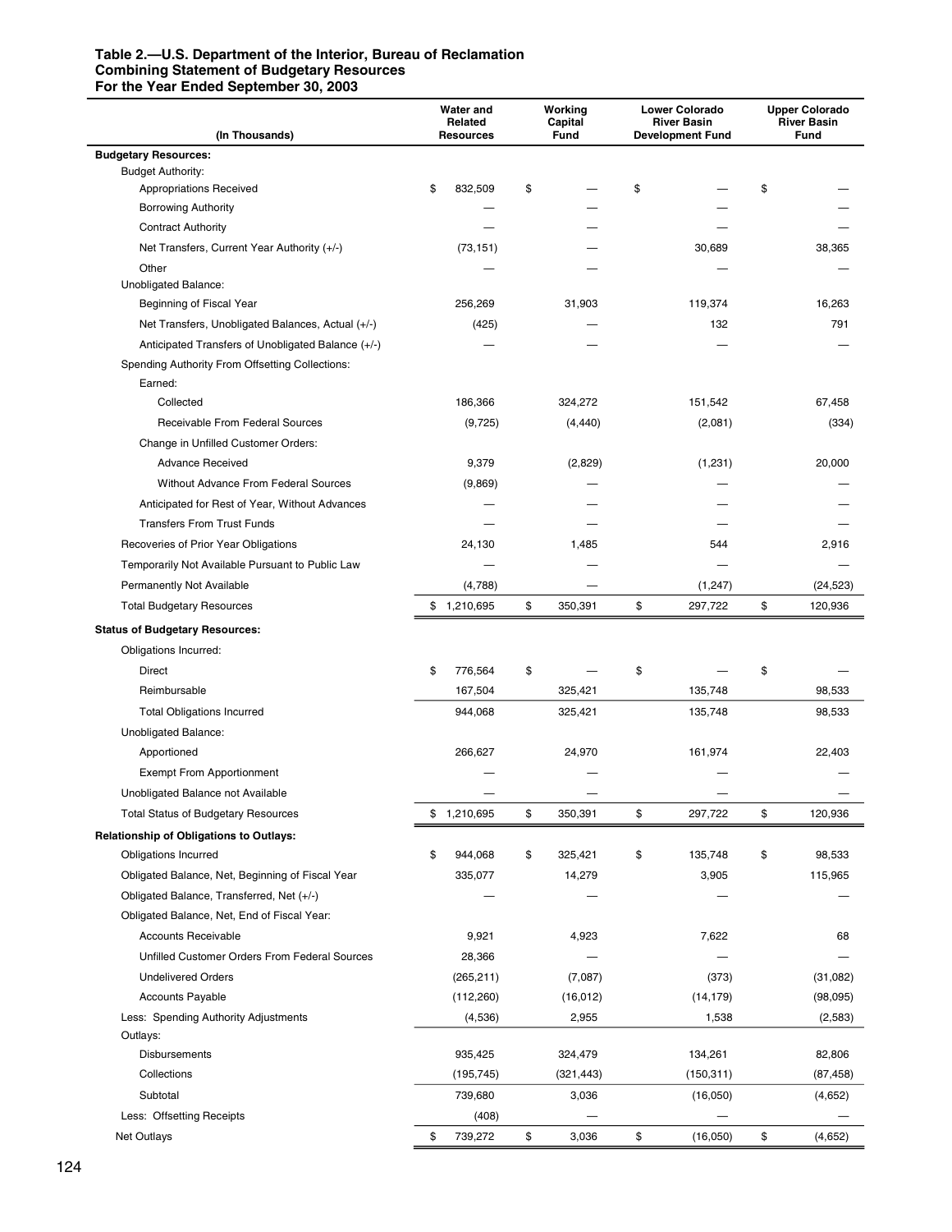**Table 2.—U.S. Department of the Interior, Bureau of Reclamation**
**Combining Statement of Budgetary Resources**
**For the Year Ended September 30, 2003**

| (In Thousands) | Water and Related Resources | Working Capital Fund | Lower Colorado River Basin Development Fund | Upper Colorado River Basin Fund |
|---|---|---|---|---|
| **Budgetary Resources:** | | | | |
| Budget Authority: | | | | |
| Appropriations Received | $ 832,509 | $ — | $ — | $ — |
| Borrowing Authority | — | — | — | — |
| Contract Authority | — | — | — | — |
| Net Transfers, Current Year Authority (+/-) | (73,151) | — | 30,689 | 38,365 |
| Other | — | — | — | — |
| Unobligated Balance: | | | | |
| Beginning of Fiscal Year | 256,269 | 31,903 | 119,374 | 16,263 |
| Net Transfers, Unobligated Balances, Actual (+/-) | (425) | — | 132 | 791 |
| Anticipated Transfers of Unobligated Balance (+/-) | — | — | — | — |
| Spending Authority From Offsetting Collections: | | | | |
| Earned: | | | | |
| Collected | 186,366 | 324,272 | 151,542 | 67,458 |
| Receivable From Federal Sources | (9,725) | (4,440) | (2,081) | (334) |
| Change in Unfilled Customer Orders: | | | | |
| Advance Received | 9,379 | (2,829) | (1,231) | 20,000 |
| Without Advance From Federal Sources | (9,869) | — | — | — |
| Anticipated for Rest of Year, Without Advances | — | — | — | — |
| Transfers From Trust Funds | — | — | — | — |
| Recoveries of Prior Year Obligations | 24,130 | 1,485 | 544 | 2,916 |
| Temporarily Not Available Pursuant to Public Law | — | — | — | — |
| Permanently Not Available | (4,788) | — | (1,247) | (24,523) |
| Total Budgetary Resources | $ 1,210,695 | $ 350,391 | $ 297,722 | $ 120,936 |
| **Status of Budgetary Resources:** | | | | |
| Obligations Incurred: | | | | |
| Direct | $ 776,564 | $ — | $ — | $ — |
| Reimbursable | 167,504 | 325,421 | 135,748 | 98,533 |
| Total Obligations Incurred | 944,068 | 325,421 | 135,748 | 98,533 |
| Unobligated Balance: | | | | |
| Apportioned | 266,627 | 24,970 | 161,974 | 22,403 |
| Exempt From Apportionment | — | — | — | — |
| Unobligated Balance not Available | — | — | — | — |
| Total Status of Budgetary Resources | $ 1,210,695 | $ 350,391 | $ 297,722 | $ 120,936 |
| **Relationship of Obligations to Outlays:** | | | | |
| Obligations Incurred | $ 944,068 | $ 325,421 | $ 135,748 | $ 98,533 |
| Obligated Balance, Net, Beginning of Fiscal Year | 335,077 | 14,279 | 3,905 | 115,965 |
| Obligated Balance, Transferred, Net (+/-) | — | — | — | — |
| Obligated Balance, Net, End of Fiscal Year: | | | | |
| Accounts Receivable | 9,921 | 4,923 | 7,622 | 68 |
| Unfilled Customer Orders From Federal Sources | 28,366 | — | — | — |
| Undelivered Orders | (265,211) | (7,087) | (373) | (31,082) |
| Accounts Payable | (112,260) | (16,012) | (14,179) | (98,095) |
| Less: Spending Authority Adjustments | (4,536) | 2,955 | 1,538 | (2,583) |
| Outlays: | | | | |
| Disbursements | 935,425 | 324,479 | 134,261 | 82,806 |
| Collections | (195,745) | (321,443) | (150,311) | (87,458) |
| Subtotal | 739,680 | 3,036 | (16,050) | (4,652) |
| Less: Offsetting Receipts | (408) | — | — | — |
| Net Outlays | $ 739,272 | $ 3,036 | $ (16,050) | $ (4,652) |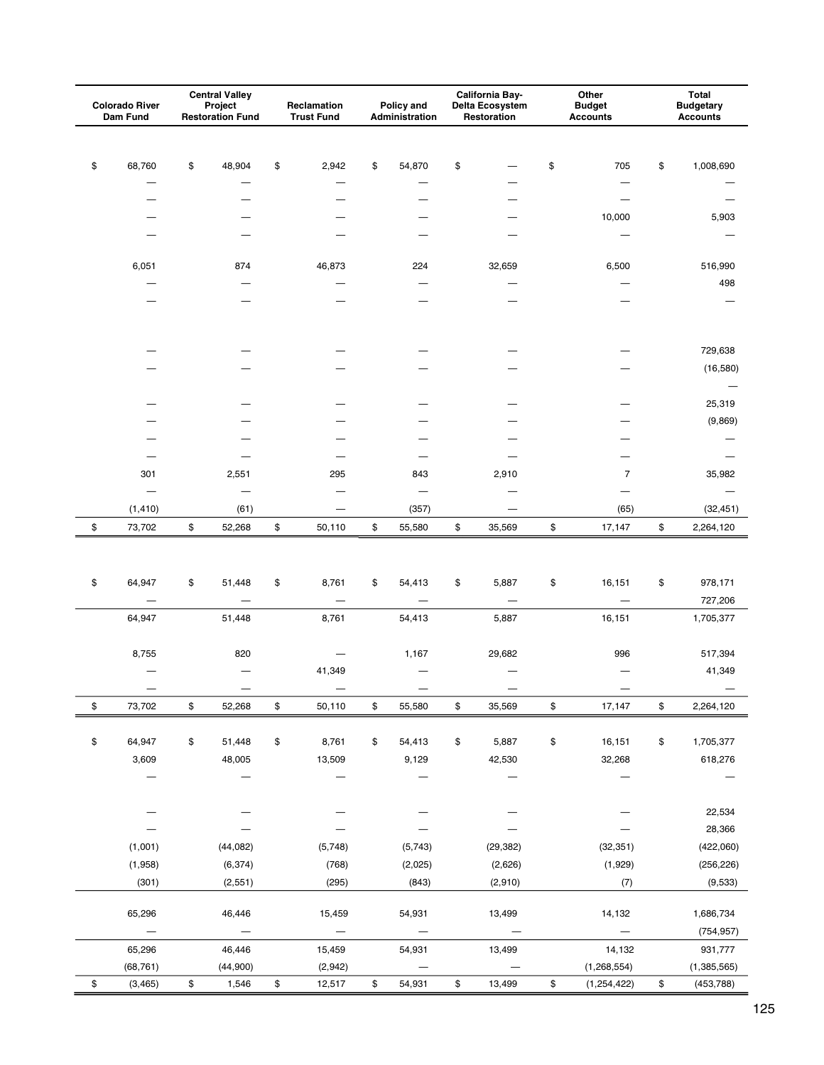| Colorado River Dam Fund | Central Valley Project Restoration Fund | Reclamation Trust Fund | Policy and Administration | California Bay-Delta Ecosystem Restoration | Other Budget Accounts | Total Budgetary Accounts |
|---|---|---|---|---|---|---|
| | | | | | | |
| $ 68,760 | $ 48,904 | $ 2,942 | $ 54,870 | $ — | $ 705 | $ 1,008,690 |
| — | — | — | — | — | — | — |
| — | — | — | — | — | — | — |
| — | — | — | — | — | 10,000 | 5,903 |
| — | — | — | — | — | — | — |
| 6,051 | 874 | 46,873 | 224 | 32,659 | 6,500 | 516,990 |
| — | — | — | — | — | — | 498 |
| — | — | — | — | — | — | — |
| — | — | — | — | — | — | 729,638 |
| — | — | — | — | — | — | (16,580) |
| | | | | | | — |
| — | — | — | — | — | — | 25,319 |
| — | — | — | — | — | — | (9,869) |
| — | — | — | — | — | — | — |
| — | — | — | — | — | — | — |
| 301 | 2,551 | 295 | 843 | 2,910 | 7 | 35,982 |
| — | — | — | — | — | — | — |
| (1,410) | (61) | — | (357) | — | (65) | (32,451) |
| $ 73,702 | $ 52,268 | $ 50,110 | $ 55,580 | $ 35,569 | $ 17,147 | $ 2,264,120 |
| | | | | | | |
| $ 64,947 | $ 51,448 | $ 8,761 | $ 54,413 | $ 5,887 | $ 16,151 | $ 978,171 |
| — | — | — | — | — | — | 727,206 |
| 64,947 | 51,448 | 8,761 | 54,413 | 5,887 | 16,151 | 1,705,377 |
| 8,755 | 820 | — | 1,167 | 29,682 | 996 | 517,394 |
| — | — | 41,349 | — | — | — | 41,349 |
| — | — | — | — | — | — | — |
| $ 73,702 | $ 52,268 | $ 50,110 | $ 55,580 | $ 35,569 | $ 17,147 | $ 2,264,120 |
| | | | | | | |
| $ 64,947 | $ 51,448 | $ 8,761 | $ 54,413 | $ 5,887 | $ 16,151 | $ 1,705,377 |
| 3,609 | 48,005 | 13,509 | 9,129 | 42,530 | 32,268 | 618,276 |
| — | — | — | — | — | — | — |
| — | — | — | — | — | — | 22,534 |
| — | — | — | — | — | — | 28,366 |
| (1,001) | (44,082) | (5,748) | (5,743) | (29,382) | (32,351) | (422,060) |
| (1,958) | (6,374) | (768) | (2,025) | (2,626) | (1,929) | (256,226) |
| (301) | (2,551) | (295) | (843) | (2,910) | (7) | (9,533) |
| 65,296 | 46,446 | 15,459 | 54,931 | 13,499 | 14,132 | 1,686,734 |
| — | — | — | — | — | — | (754,957) |
| 65,296 | 46,446 | 15,459 | 54,931 | 13,499 | 14,132 | 931,777 |
| (68,761) | (44,900) | (2,942) | — | — | (1,268,554) | (1,385,565) |
| $ (3,465) | $ 1,546 | $ 12,517 | $ 54,931 | $ 13,499 | $ (1,254,422) | $ (453,788) |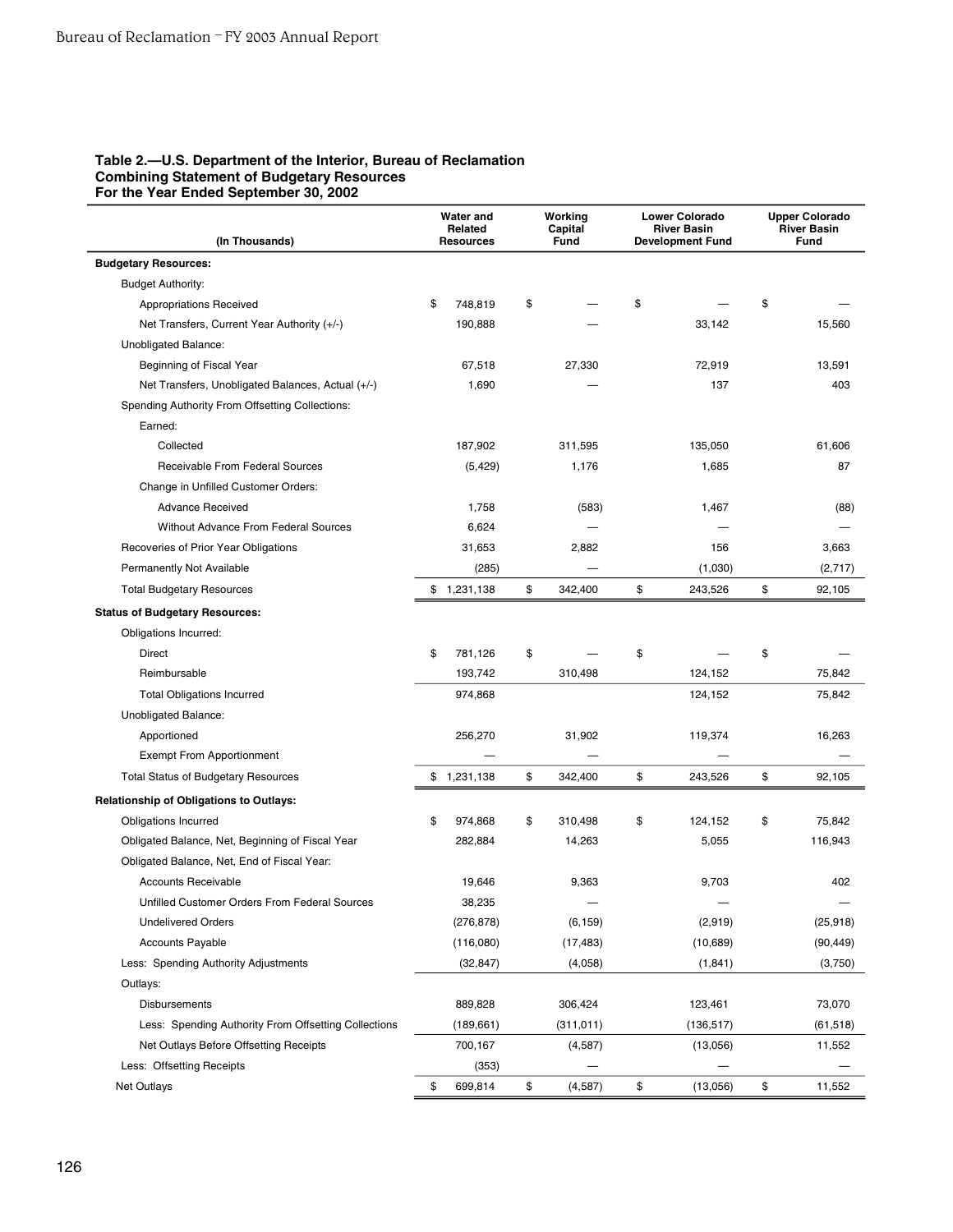**Table 2.—U.S. Department of the Interior, Bureau of Reclamation**
**Combining Statement of Budgetary Resources**
**For the Year Ended September 30, 2002**

| (In Thousands) | Water and Related Resources | Working Capital Fund | Lower Colorado River Basin Development Fund | Upper Colorado River Basin Fund |
|---|---|---|---|---|
| **Budgetary Resources:** | | | | |
| Budget Authority: | | | | |
| Appropriations Received | $ 748,819 | $ — | $ — | $ — |
| Net Transfers, Current Year Authority (+/-) | 190,888 | — | 33,142 | 15,560 |
| Unobligated Balance: | | | | |
| Beginning of Fiscal Year | 67,518 | 27,330 | 72,919 | 13,591 |
| Net Transfers, Unobligated Balances, Actual (+/-) | 1,690 | — | 137 | 403 |
| Spending Authority From Offsetting Collections: | | | | |
| Earned: | | | | |
| Collected | 187,902 | 311,595 | 135,050 | 61,606 |
| Receivable From Federal Sources | (5,429) | 1,176 | 1,685 | 87 |
| Change in Unfilled Customer Orders: | | | | |
| Advance Received | 1,758 | (583) | 1,467 | (88) |
| Without Advance From Federal Sources | 6,624 | — | — | — |
| Recoveries of Prior Year Obligations | 31,653 | 2,882 | 156 | 3,663 |
| Permanently Not Available | (285) | — | (1,030) | (2,717) |
| Total Budgetary Resources | $ 1,231,138 | $ 342,400 | $ 243,526 | $ 92,105 |
| **Status of Budgetary Resources:** | | | | |
| Obligations Incurred: | | | | |
| Direct | $ 781,126 | $ — | $ — | $ — |
| Reimbursable | 193,742 | 310,498 | 124,152 | 75,842 |
| Total Obligations Incurred | 974,868 | | 124,152 | 75,842 |
| Unobligated Balance: | | | | |
| Apportioned | 256,270 | 31,902 | 119,374 | 16,263 |
| Exempt From Apportionment | — | — | — | — |
| Total Status of Budgetary Resources | $ 1,231,138 | $ 342,400 | $ 243,526 | $ 92,105 |
| **Relationship of Obligations to Outlays:** | | | | |
| Obligations Incurred | $ 974,868 | $ 310,498 | $ 124,152 | $ 75,842 |
| Obligated Balance, Net, Beginning of Fiscal Year | 282,884 | 14,263 | 5,055 | 116,943 |
| Obligated Balance, Net, End of Fiscal Year: | | | | |
| Accounts Receivable | 19,646 | 9,363 | 9,703 | 402 |
| Unfilled Customer Orders From Federal Sources | 38,235 | — | — | — |
| Undelivered Orders | (276,878) | (6,159) | (2,919) | (25,918) |
| Accounts Payable | (116,080) | (17,483) | (10,689) | (90,449) |
| Less: Spending Authority Adjustments | (32,847) | (4,058) | (1,841) | (3,750) |
| Outlays: | | | | |
| Disbursements | 889,828 | 306,424 | 123,461 | 73,070 |
| Less: Spending Authority From Offsetting Collections | (189,661) | (311,011) | (136,517) | (61,518) |
| Net Outlays Before Offsetting Receipts | 700,167 | (4,587) | (13,056) | 11,552 |
| Less: Offsetting Receipts | (353) | — | — | — |
| Net Outlays | $ 699,814 | $ (4,587) | $ (13,056) | $ 11,552 |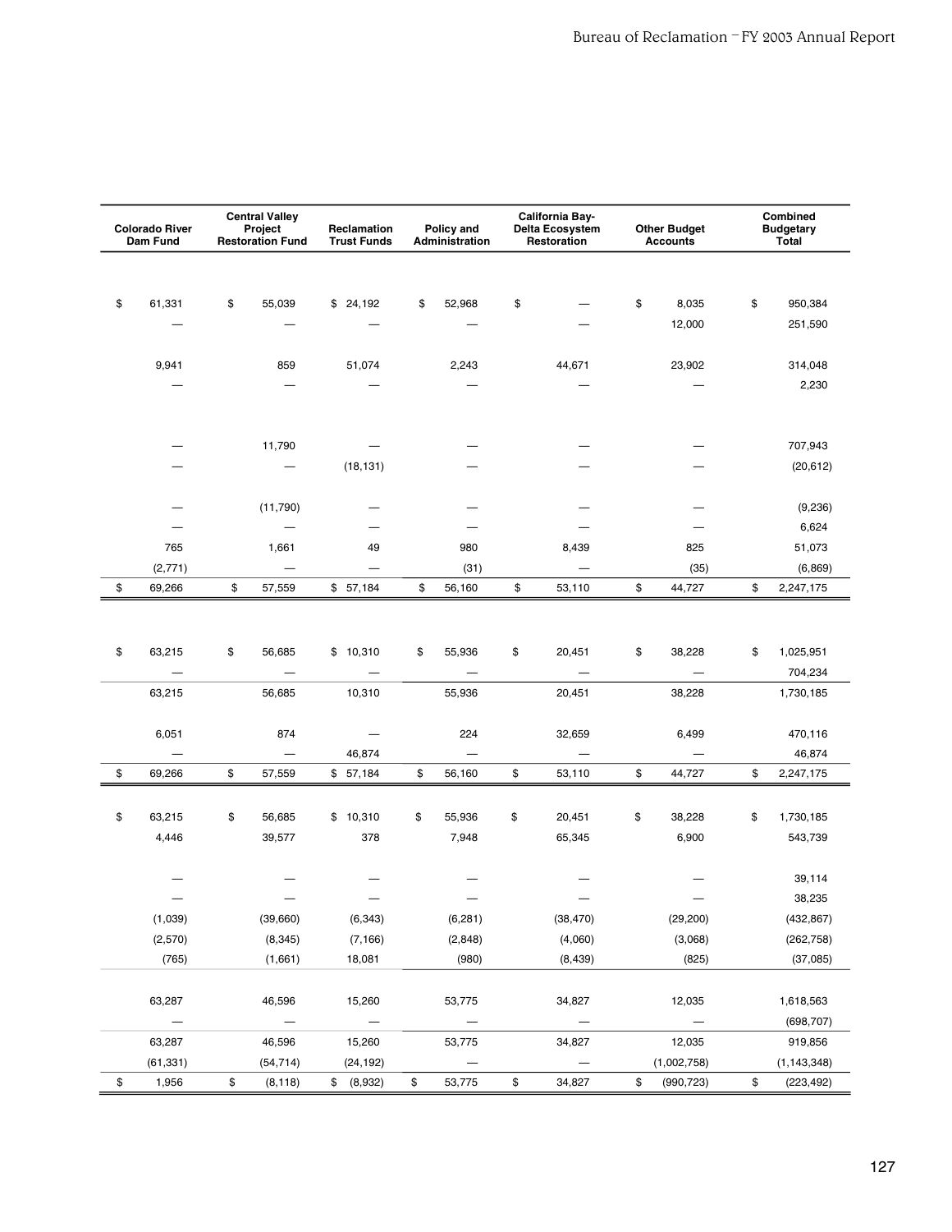| Colorado River Dam Fund | Central Valley Project Restoration Fund | Reclamation Trust Funds | Policy and Administration | California Bay-Delta Ecosystem Restoration | Other Budget Accounts | Combined Budgetary Total |
|---|---|---|---|---|---|---|
| $ 61,331 | $ 55,039 | $ 24,192 | $ 52,968 | $ — | $ 8,035 | $ 950,384 |
| — | — | — | — | — | 12,000 | 251,590 |
| 9,941 | 859 | 51,074 | 2,243 | 44,671 | 23,902 | 314,048 |
| — | — | — | — | — | — | 2,230 |
| — | 11,790 | — | — | — | — | 707,943 |
| — | — | (18,131) | — | — | — | (20,612) |
| — | (11,790) | — | — | — | — | (9,236) |
| — | — | — | — | — | — | 6,624 |
| 765 | 1,661 | 49 | 980 | 8,439 | 825 | 51,073 |
| (2,771) | — | — | (31) | — | (35) | (6,869) |
| $ 69,266 | $ 57,559 | $ 57,184 | $ 56,160 | $ 53,110 | $ 44,727 | $ 2,247,175 |
| | | | | | | |
| $ 63,215 | $ 56,685 | $ 10,310 | $ 55,936 | $ 20,451 | $ 38,228 | $ 1,025,951 |
| — | — | — | — | — | — | 704,234 |
| 63,215 | 56,685 | 10,310 | 55,936 | 20,451 | 38,228 | 1,730,185 |
| 6,051 | 874 | — | 224 | 32,659 | 6,499 | 470,116 |
| — | — | 46,874 | — | — | — | 46,874 |
| $ 69,266 | $ 57,559 | $ 57,184 | $ 56,160 | $ 53,110 | $ 44,727 | $ 2,247,175 |
| | | | | | | |
| $ 63,215 | $ 56,685 | $ 10,310 | $ 55,936 | $ 20,451 | $ 38,228 | $ 1,730,185 |
| 4,446 | 39,577 | 378 | 7,948 | 65,345 | 6,900 | 543,739 |
| — | — | — | — | — | — | 39,114 |
| — | — | — | — | — | — | 38,235 |
| (1,039) | (39,660) | (6,343) | (6,281) | (38,470) | (29,200) | (432,867) |
| (2,570) | (8,345) | (7,166) | (2,848) | (4,060) | (3,068) | (262,758) |
| (765) | (1,661) | 18,081 | (980) | (8,439) | (825) | (37,085) |
| 63,287 | 46,596 | 15,260 | 53,775 | 34,827 | 12,035 | 1,618,563 |
| — | — | — | — | — | — | (698,707) |
| 63,287 | 46,596 | 15,260 | 53,775 | 34,827 | 12,035 | 919,856 |
| (61,331) | (54,714) | (24,192) | — | — | (1,002,758) | (1,143,348) |
| $ 1,956 | $ (8,118) | $ (8,932) | $ 53,775 | $ 34,827 | $ (990,723) | $ (223,492) |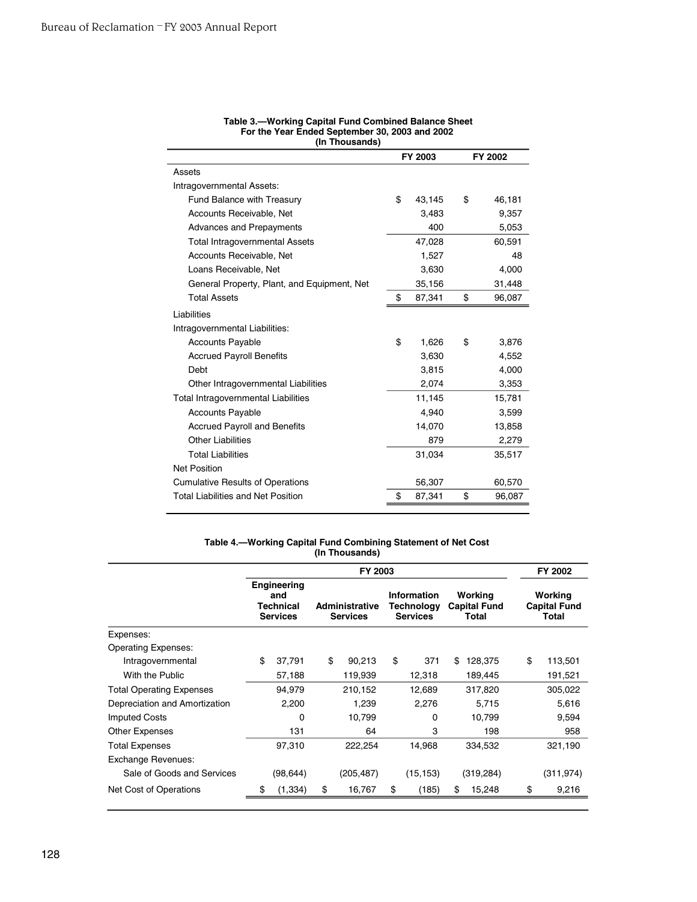**Table 3.—Working Capital Fund Combined Balance Sheet**
**For the Year Ended September 30, 2003 and 2002**
**(In Thousands)**

| | FY 2003 | FY 2002 |
|---|---|---|
| Assets | | |
| Intragovernmental Assets: | | |
| Fund Balance with Treasury | $ 43,145 | $ 46,181 |
| Accounts Receivable, Net | 3,483 | 9,357 |
| Advances and Prepayments | 400 | 5,053 |
| Total Intragovernmental Assets | 47,028 | 60,591 |
| Accounts Receivable, Net | 1,527 | 48 |
| Loans Receivable, Net | 3,630 | 4,000 |
| General Property, Plant, and Equipment, Net | 35,156 | 31,448 |
| Total Assets | $ 87,341 | $ 96,087 |
| Liabilities | | |
| Intragovernmental Liabilities: | | |
| Accounts Payable | $ 1,626 | $ 3,876 |
| Accrued Payroll Benefits | 3,630 | 4,552 |
| Debt | 3,815 | 4,000 |
| Other Intragovernmental Liabilities | 2,074 | 3,353 |
| Total Intragovernmental Liabilities | 11,145 | 15,781 |
| Accounts Payable | 4,940 | 3,599 |
| Accrued Payroll and Benefits | 14,070 | 13,858 |
| Other Liabilities | 879 | 2,279 |
| Total Liabilities | 31,034 | 35,517 |
| Net Position | | |
| Cumulative Results of Operations | 56,307 | 60,570 |
| Total Liabilities and Net Position | $ 87,341 | $ 96,087 |

**Table 4.—Working Capital Fund Combining Statement of Net Cost**
**(In Thousands)**

| | FY 2003 | | | | FY 2002 |
|---|---|---|---|---|---|
| | Engineering and Technical Services | Administrative Services | Information Technology Services | Working Capital Fund Total | Working Capital Fund Total |
| Expenses: | | | | | |
| Operating Expenses: | | | | | |
| Intragovernmental | $ 37,791 | $ 90,213 | $ 371 | $ 128,375 | $ 113,501 |
| With the Public | 57,188 | 119,939 | 12,318 | 189,445 | 191,521 |
| Total Operating Expenses | 94,979 | 210,152 | 12,689 | 317,820 | 305,022 |
| Depreciation and Amortization | 2,200 | 1,239 | 2,276 | 5,715 | 5,616 |
| Imputed Costs | 0 | 10,799 | 0 | 10,799 | 9,594 |
| Other Expenses | 131 | 64 | 3 | 198 | 958 |
| Total Expenses | 97,310 | 222,254 | 14,968 | 334,532 | 321,190 |
| Exchange Revenues: | | | | | |
| Sale of Goods and Services | (98,644) | (205,487) | (15,153) | (319,284) | (311,974) |
| Net Cost of Operations | $ (1,334) | $ 16,767 | $ (185) | $ 15,248 | $ 9,216 |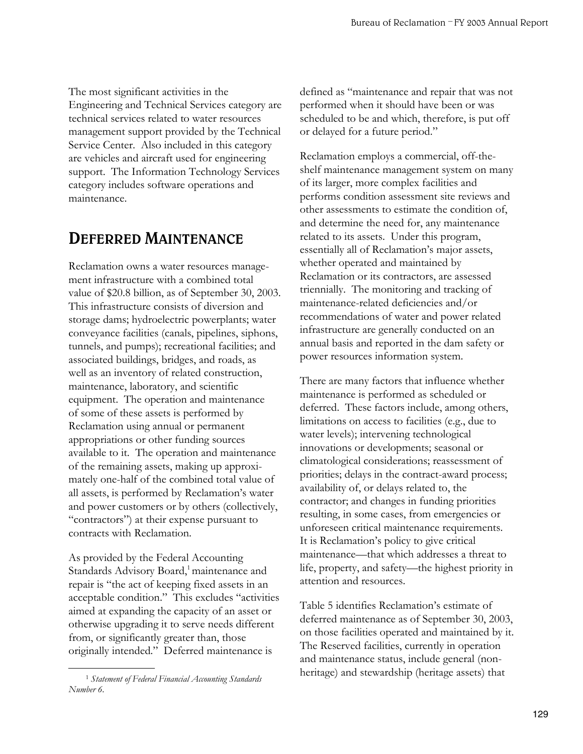The most significant activities in the Engineering and Technical Services category are technical services related to water resources management support provided by the Technical Service Center. Also included in this category are vehicles and aircraft used for engineering support. The Information Technology Services category includes software operations and maintenance.

## DEFERRED MAINTENANCE

Reclamation owns a water resources management infrastructure with a combined total value of $20.8 billion, as of September 30, 2003. This infrastructure consists of diversion and storage dams; hydroelectric powerplants; water conveyance facilities (canals, pipelines, siphons, tunnels, and pumps); recreational facilities; and associated buildings, bridges, and roads, as well as an inventory of related construction, maintenance, laboratory, and scientific equipment. The operation and maintenance of some of these assets is performed by Reclamation using annual or permanent appropriations or other funding sources available to it. The operation and maintenance of the remaining assets, making up approximately one-half of the combined total value of all assets, is performed by Reclamation's water and power customers or by others (collectively, "contractors") at their expense pursuant to contracts with Reclamation.

As provided by the Federal Accounting Standards Advisory Board,[1] maintenance and repair is "the act of keeping fixed assets in an acceptable condition." This excludes "activities aimed at expanding the capacity of an asset or otherwise upgrading it to serve needs different from, or significantly greater than, those originally intended." Deferred maintenance is defined as "maintenance and repair that was not performed when it should have been or was scheduled to be and which, therefore, is put off or delayed for a future period."

Reclamation employs a commercial, off-the-shelf maintenance management system on many of its larger, more complex facilities and performs condition assessment site reviews and other assessments to estimate the condition of, and determine the need for, any maintenance related to its assets. Under this program, essentially all of Reclamation's major assets, whether operated and maintained by Reclamation or its contractors, are assessed triennially. The monitoring and tracking of maintenance-related deficiencies and/or recommendations of water and power related infrastructure are generally conducted on an annual basis and reported in the dam safety or power resources information system.

There are many factors that influence whether maintenance is performed as scheduled or deferred. These factors include, among others, limitations on access to facilities (e.g., due to water levels); intervening technological innovations or developments; seasonal or climatological considerations; reassessment of priorities; delays in the contract-award process; availability of, or delays related to, the contractor; and changes in funding priorities resulting, in some cases, from emergencies or unforeseen critical maintenance requirements. It is Reclamation's policy to give critical maintenance—that which addresses a threat to life, property, and safety—the highest priority in attention and resources.

Table 5 identifies Reclamation's estimate of deferred maintenance as of September 30, 2003, on those facilities operated and maintained by it. The Reserved facilities, currently in operation and maintenance status, include general (non-heritage) and stewardship (heritage assets) that

[1] *Statement of Federal Financial Accounting Standards Number 6*.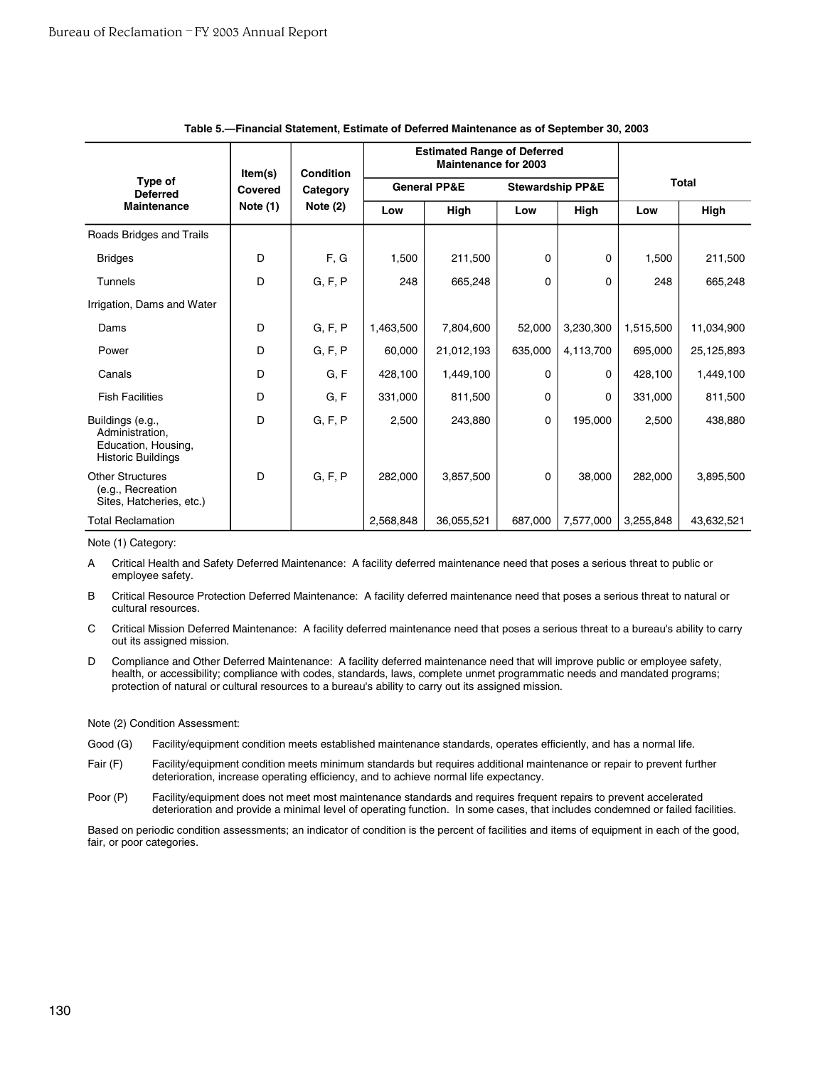**Table 5.—Financial Statement, Estimate of Deferred Maintenance as of September 30, 2003**

| Type of Deferred Maintenance | Item(s) Covered Note (1) | Condition Category Note (2) | Estimated Range of Deferred Maintenance for 2003 | | | | Total | |
|---|---|---|---|---|---|---|---|---|
| | | | General PP&E | | Stewardship PP&E | | | |
| | | | Low | High | Low | High | Low | High |
| Roads Bridges and Trails | | | | | | | | |
| Bridges | D | F, G | 1,500 | 211,500 | 0 | 0 | 1,500 | 211,500 |
| Tunnels | D | G, F, P | 248 | 665,248 | 0 | 0 | 248 | 665,248 |
| Irrigation, Dams and Water | | | | | | | | |
| Dams | D | G, F, P | 1,463,500 | 7,804,600 | 52,000 | 3,230,300 | 1,515,500 | 11,034,900 |
| Power | D | G, F, P | 60,000 | 21,012,193 | 635,000 | 4,113,700 | 695,000 | 25,125,893 |
| Canals | D | G, F | 428,100 | 1,449,100 | 0 | 0 | 428,100 | 1,449,100 |
| Fish Facilities | D | G, F | 331,000 | 811,500 | 0 | 0 | 331,000 | 811,500 |
| Buildings (e.g., Administration, Education, Housing, Historic Buildings | D | G, F, P | 2,500 | 243,880 | 0 | 195,000 | 2,500 | 438,880 |
| Other Structures (e.g., Recreation Sites, Hatcheries, etc.) | D | G, F, P | 282,000 | 3,857,500 | 0 | 38,000 | 282,000 | 3,895,500 |
| Total Reclamation | | | 2,568,848 | 36,055,521 | 687,000 | 7,577,000 | 3,255,848 | 43,632,521 |

Note (1) Category:

A Critical Health and Safety Deferred Maintenance: A facility deferred maintenance need that poses a serious threat to public or employee safety.

B Critical Resource Protection Deferred Maintenance: A facility deferred maintenance need that poses a serious threat to natural or cultural resources.

C Critical Mission Deferred Maintenance: A facility deferred maintenance need that poses a serious threat to a bureau's ability to carry out its assigned mission.

D Compliance and Other Deferred Maintenance: A facility deferred maintenance need that will improve public or employee safety, health, or accessibility; compliance with codes, standards, laws, complete unmet programmatic needs and mandated programs; protection of natural or cultural resources to a bureau's ability to carry out its assigned mission.

Note (2) Condition Assessment:

Good (G) Facility/equipment condition meets established maintenance standards, operates efficiently, and has a normal life.

Fair (F) Facility/equipment condition meets minimum standards but requires additional maintenance or repair to prevent further deterioration, increase operating efficiency, and to achieve normal life expectancy.

Poor (P) Facility/equipment does not meet most maintenance standards and requires frequent repairs to prevent accelerated deterioration and provide a minimal level of operating function. In some cases, that includes condemned or failed facilities.

Based on periodic condition assessments; an indicator of condition is the percent of facilities and items of equipment in each of the good, fair, or poor categories.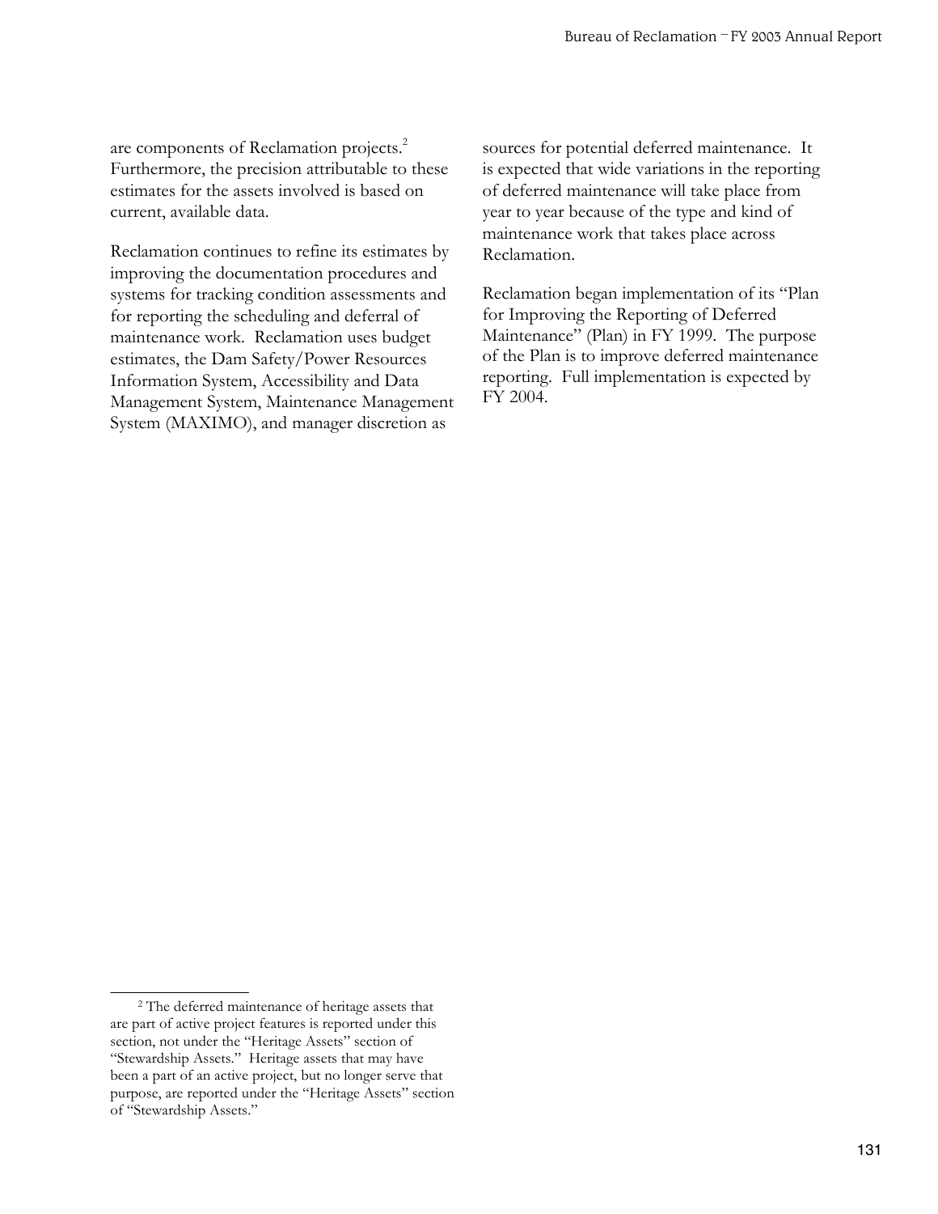are components of Reclamation projects.[2] Furthermore, the precision attributable to these estimates for the assets involved is based on current, available data.

Reclamation continues to refine its estimates by improving the documentation procedures and systems for tracking condition assessments and for reporting the scheduling and deferral of maintenance work. Reclamation uses budget estimates, the Dam Safety/Power Resources Information System, Accessibility and Data Management System, Maintenance Management System (MAXIMO), and manager discretion as sources for potential deferred maintenance. It is expected that wide variations in the reporting of deferred maintenance will take place from year to year because of the type and kind of maintenance work that takes place across Reclamation.

Reclamation began implementation of its "Plan for Improving the Reporting of Deferred Maintenance" (Plan) in FY 1999. The purpose of the Plan is to improve deferred maintenance reporting. Full implementation is expected by FY 2004.

---

[2] The deferred maintenance of heritage assets that are part of active project features is reported under this section, not under the "Heritage Assets" section of "Stewardship Assets." Heritage assets that may have been a part of an active project, but no longer serve that purpose, are reported under the "Heritage Assets" section of "Stewardship Assets."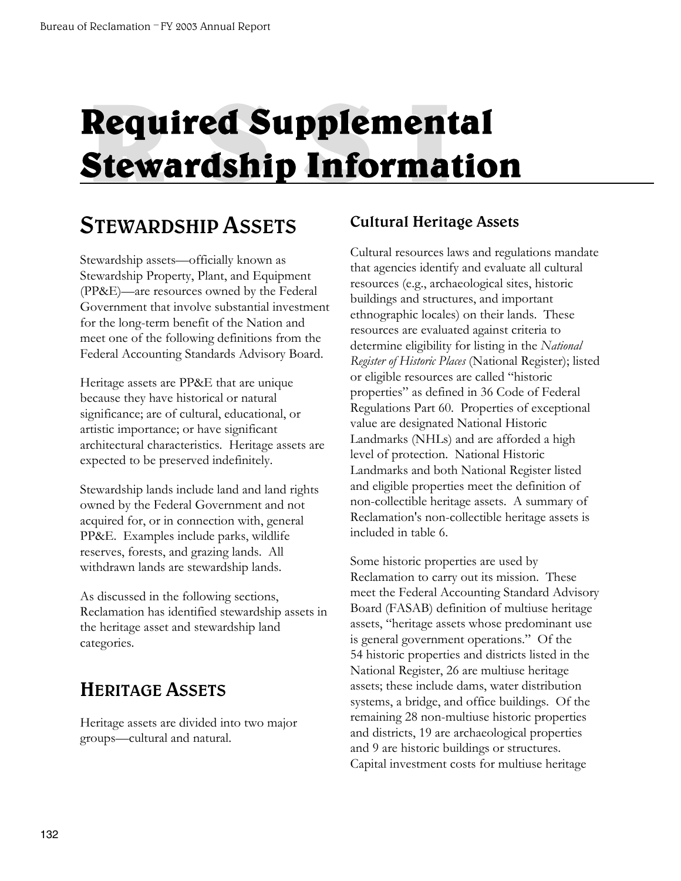# Required Supplemental Stewardship Information

## Stewardship Assets

Stewardship assets—officially known as Stewardship Property, Plant, and Equipment (PP&E)—are resources owned by the Federal Government that involve substantial investment for the long-term benefit of the Nation and meet one of the following definitions from the Federal Accounting Standards Advisory Board.

Heritage assets are PP&E that are unique because they have historical or natural significance; are of cultural, educational, or artistic importance; or have significant architectural characteristics. Heritage assets are expected to be preserved indefinitely.

Stewardship lands include land and land rights owned by the Federal Government and not acquired for, or in connection with, general PP&E. Examples include parks, wildlife reserves, forests, and grazing lands. All withdrawn lands are stewardship lands.

As discussed in the following sections, Reclamation has identified stewardship assets in the heritage asset and stewardship land categories.

## Heritage Assets

Heritage assets are divided into two major groups—cultural and natural.

### Cultural Heritage Assets

Cultural resources laws and regulations mandate that agencies identify and evaluate all cultural resources (e.g., archaeological sites, historic buildings and structures, and important ethnographic locales) on their lands. These resources are evaluated against criteria to determine eligibility for listing in the *National Register of Historic Places* (National Register); listed or eligible resources are called "historic properties" as defined in 36 Code of Federal Regulations Part 60. Properties of exceptional value are designated National Historic Landmarks (NHLs) and are afforded a high level of protection. National Historic Landmarks and both National Register listed and eligible properties meet the definition of non-collectible heritage assets. A summary of Reclamation's non-collectible heritage assets is included in table 6.

Some historic properties are used by Reclamation to carry out its mission. These meet the Federal Accounting Standard Advisory Board (FASAB) definition of multiuse heritage assets, "heritage assets whose predominant use is general government operations." Of the 54 historic properties and districts listed in the National Register, 26 are multiuse heritage assets; these include dams, water distribution systems, a bridge, and office buildings. Of the remaining 28 non-multiuse historic properties and districts, 19 are archaeological properties and 9 are historic buildings or structures. Capital investment costs for multiuse heritage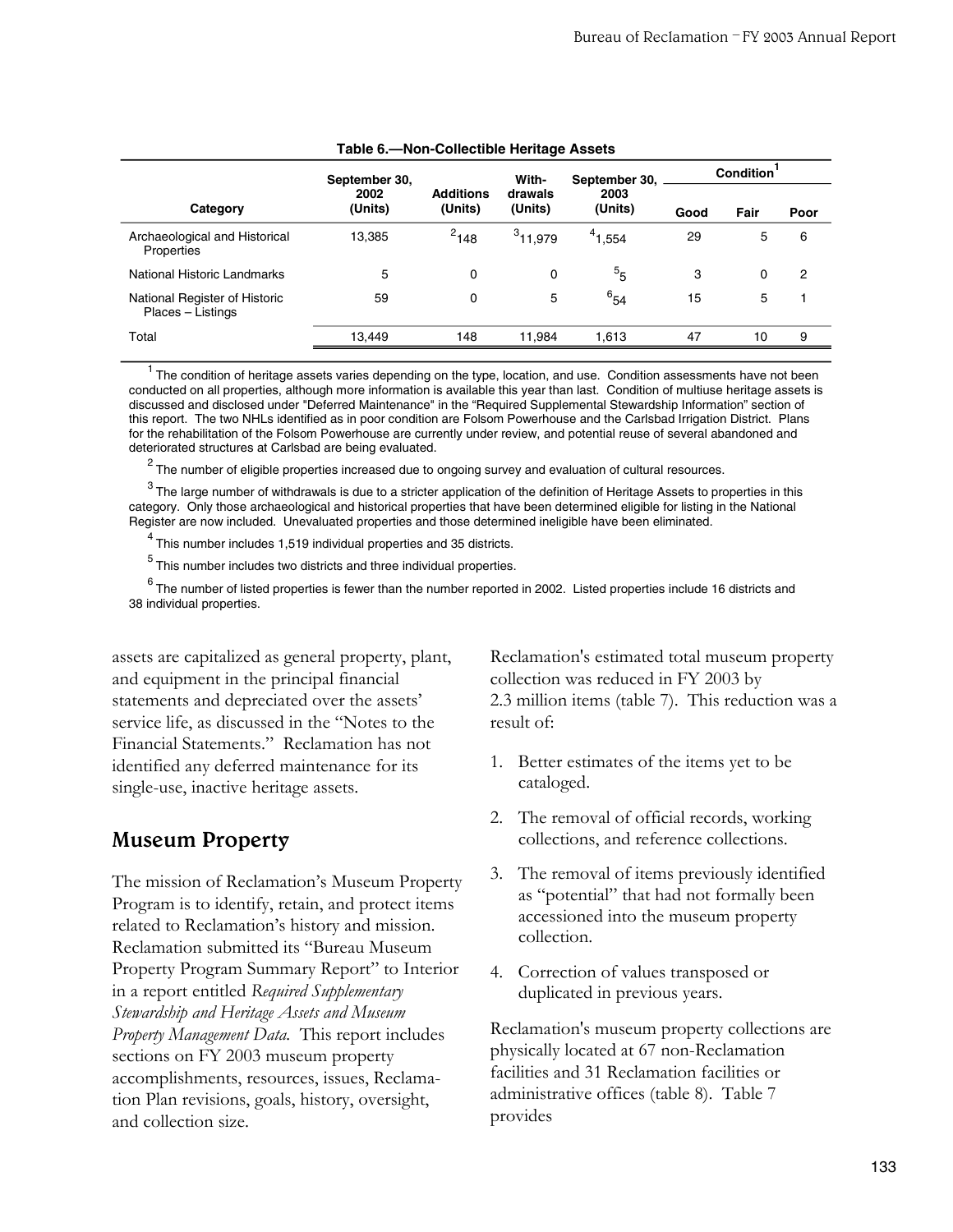**Table 6.—Non-Collectible Heritage Assets**

| Category | September 30, 2002 (Units) | Additions (Units) | With-drawals (Units) | September 30, 2003 (Units) | Condition[1] | | |
|---|---|---|---|---|---|---|---|
| | | | | | Good | Fair | Poor |
| Archaeological and Historical Properties | 13,385 | [2]148 | [3]11,979 | [4]1,554 | 29 | 5 | 6 |
| National Historic Landmarks | 5 | 0 | 0 | [5]5 | 3 | 0 | 2 |
| National Register of Historic Places – Listings | 59 | 0 | 5 | [6]54 | 15 | 5 | 1 |
| Total | 13,449 | 148 | 11,984 | 1,613 | 47 | 10 | 9 |

[1] The condition of heritage assets varies depending on the type, location, and use. Condition assessments have not been conducted on all properties, although more information is available this year than last. Condition of multiuse heritage assets is discussed and disclosed under "Deferred Maintenance" in the "Required Supplemental Stewardship Information" section of this report. The two NHLs identified as in poor condition are Folsom Powerhouse and the Carlsbad Irrigation District. Plans for the rehabilitation of the Folsom Powerhouse are currently under review, and potential reuse of several abandoned and deteriorated structures at Carlsbad are being evaluated.

[2] The number of eligible properties increased due to ongoing survey and evaluation of cultural resources.

[3] The large number of withdrawals is due to a stricter application of the definition of Heritage Assets to properties in this category. Only those archaeological and historical properties that have been determined eligible for listing in the National Register are now included. Unevaluated properties and those determined ineligible have been eliminated.

[4] This number includes 1,519 individual properties and 35 districts.

[5] This number includes two districts and three individual properties.

[6] The number of listed properties is fewer than the number reported in 2002. Listed properties include 16 districts and 38 individual properties.

assets are capitalized as general property, plant, and equipment in the principal financial statements and depreciated over the assets' service life, as discussed in the "Notes to the Financial Statements." Reclamation has not identified any deferred maintenance for its single-use, inactive heritage assets.

## Museum Property

The mission of Reclamation's Museum Property Program is to identify, retain, and protect items related to Reclamation's history and mission. Reclamation submitted its "Bureau Museum Property Program Summary Report" to Interior in a report entitled *Required Supplementary Stewardship and Heritage Assets and Museum Property Management Data*. This report includes sections on FY 2003 museum property accomplishments, resources, issues, Reclamation Plan revisions, goals, history, oversight, and collection size.

Reclamation's estimated total museum property collection was reduced in FY 2003 by 2.3 million items (table 7). This reduction was a result of:

1. Better estimates of the items yet to be cataloged.
2. The removal of official records, working collections, and reference collections.
3. The removal of items previously identified as "potential" that had not formally been accessioned into the museum property collection.
4. Correction of values transposed or duplicated in previous years.

Reclamation's museum property collections are physically located at 67 non-Reclamation facilities and 31 Reclamation facilities or administrative offices (table 8). Table 7 provides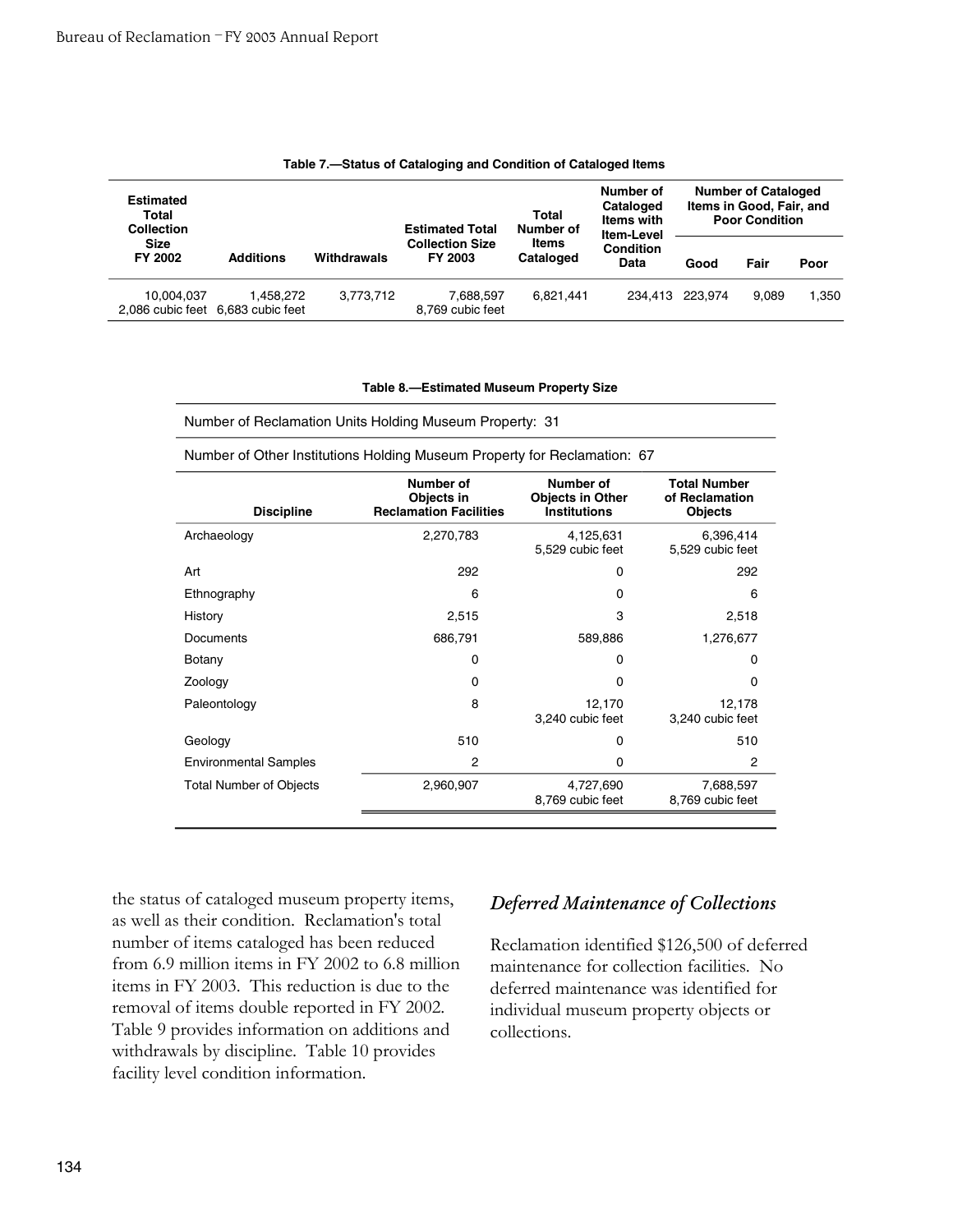**Table 7.—Status of Cataloging and Condition of Cataloged Items**

| Estimated Total Collection Size FY 2002 | Additions | Withdrawals | Estimated Total Collection Size FY 2003 | Total Number of Items Cataloged | Number of Cataloged Items with Item-Level Condition Data | Number of Cataloged Items in Good, Fair, and Poor Condition | | |
|---|---|---|---|---|---|---|---|---|
| | | | | | | Good | Fair | Poor |
| 10,004,037<br>2,086 cubic feet | 1,458,272<br>6,683 cubic feet | 3,773,712 | 7,688,597<br>8,769 cubic feet | 6,821,441 | 234,413 | 223,974 | 9,089 | 1,350 |

**Table 8.—Estimated Museum Property Size**

Number of Reclamation Units Holding Museum Property: 31

Number of Other Institutions Holding Museum Property for Reclamation: 67

| Discipline | Number of Objects in Reclamation Facilities | Number of Objects in Other Institutions | Total Number of Reclamation Objects |
|---|---|---|---|
| Archaeology | 2,270,783 | 4,125,631<br>5,529 cubic feet | 6,396,414<br>5,529 cubic feet |
| Art | 292 | 0 | 292 |
| Ethnography | 6 | 0 | 6 |
| History | 2,515 | 3 | 2,518 |
| Documents | 686,791 | 589,886 | 1,276,677 |
| Botany | 0 | 0 | 0 |
| Zoology | 0 | 0 | 0 |
| Paleontology | 8 | 12,170<br>3,240 cubic feet | 12,178<br>3,240 cubic feet |
| Geology | 510 | 0 | 510 |
| Environmental Samples | 2 | 0 | 2 |
| Total Number of Objects | 2,960,907 | 4,727,690<br>8,769 cubic feet | 7,688,597<br>8,769 cubic feet |

the status of cataloged museum property items, as well as their condition. Reclamation's total number of items cataloged has been reduced from 6.9 million items in FY 2002 to 6.8 million items in FY 2003. This reduction is due to the removal of items double reported in FY 2002. Table 9 provides information on additions and withdrawals by discipline. Table 10 provides facility level condition information.

### *Deferred Maintenance of Collections*

Reclamation identified $126,500 of deferred maintenance for collection facilities. No deferred maintenance was identified for individual museum property objects or collections.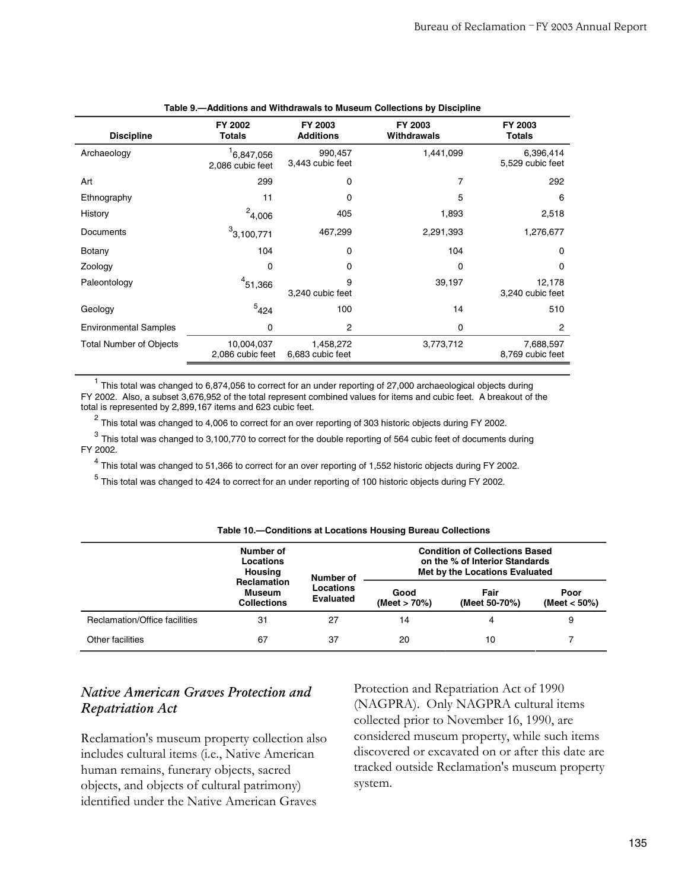**Table 9.—Additions and Withdrawals to Museum Collections by Discipline**

| Discipline | FY 2002 Totals | FY 2003 Additions | FY 2003 Withdrawals | FY 2003 Totals |
|---|---|---|---|---|
| Archaeology | [1]6,847,056<br>2,086 cubic feet | 990,457<br>3,443 cubic feet | 1,441,099 | 6,396,414<br>5,529 cubic feet |
| Art | 299 | 0 | 7 | 292 |
| Ethnography | 11 | 0 | 5 | 6 |
| History | [2]4,006 | 405 | 1,893 | 2,518 |
| Documents | [3]3,100,771 | 467,299 | 2,291,393 | 1,276,677 |
| Botany | 104 | 0 | 104 | 0 |
| Zoology | 0 | 0 | 0 | 0 |
| Paleontology | [4]51,366 | 9<br>3,240 cubic feet | 39,197 | 12,178<br>3,240 cubic feet |
| Geology | [5]424 | 100 | 14 | 510 |
| Environmental Samples | 0 | 2 | 0 | 2 |
| Total Number of Objects | 10,004,037<br>2,086 cubic feet | 1,458,272<br>6,683 cubic feet | 3,773,712 | 7,688,597<br>8,769 cubic feet |

[1] This total was changed to 6,874,056 to correct for an under reporting of 27,000 archaeological objects during FY 2002. Also, a subset 3,676,952 of the total represent combined values for items and cubic feet. A breakout of the total is represented by 2,899,167 items and 623 cubic feet.

[2] This total was changed to 4,006 to correct for an over reporting of 303 historic objects during FY 2002.

[3] This total was changed to 3,100,770 to correct for the double reporting of 564 cubic feet of documents during FY 2002.

[4] This total was changed to 51,366 to correct for an over reporting of 1,552 historic objects during FY 2002.

[5] This total was changed to 424 to correct for an under reporting of 100 historic objects during FY 2002.

**Table 10.—Conditions at Locations Housing Bureau Collections**

| | Number of Locations Housing Reclamation Museum Collections | Number of Locations Evaluated | Condition of Collections Based on the % of Interior Standards Met by the Locations Evaluated | | |
|---|---|---|---|---|---|
| | | | Good (Meet > 70%) | Fair (Meet 50-70%) | Poor (Meet < 50%) |
| Reclamation/Office facilities | 31 | 27 | 14 | 4 | 9 |
| Other facilities | 67 | 37 | 20 | 10 | 7 |

## *Native American Graves Protection and Repatriation Act*

Reclamation's museum property collection also includes cultural items (i.e., Native American human remains, funerary objects, sacred objects, and objects of cultural patrimony) identified under the Native American Graves Protection and Repatriation Act of 1990 (NAGPRA). Only NAGPRA cultural items collected prior to November 16, 1990, are considered museum property, while such items discovered or excavated on or after this date are tracked outside Reclamation's museum property system.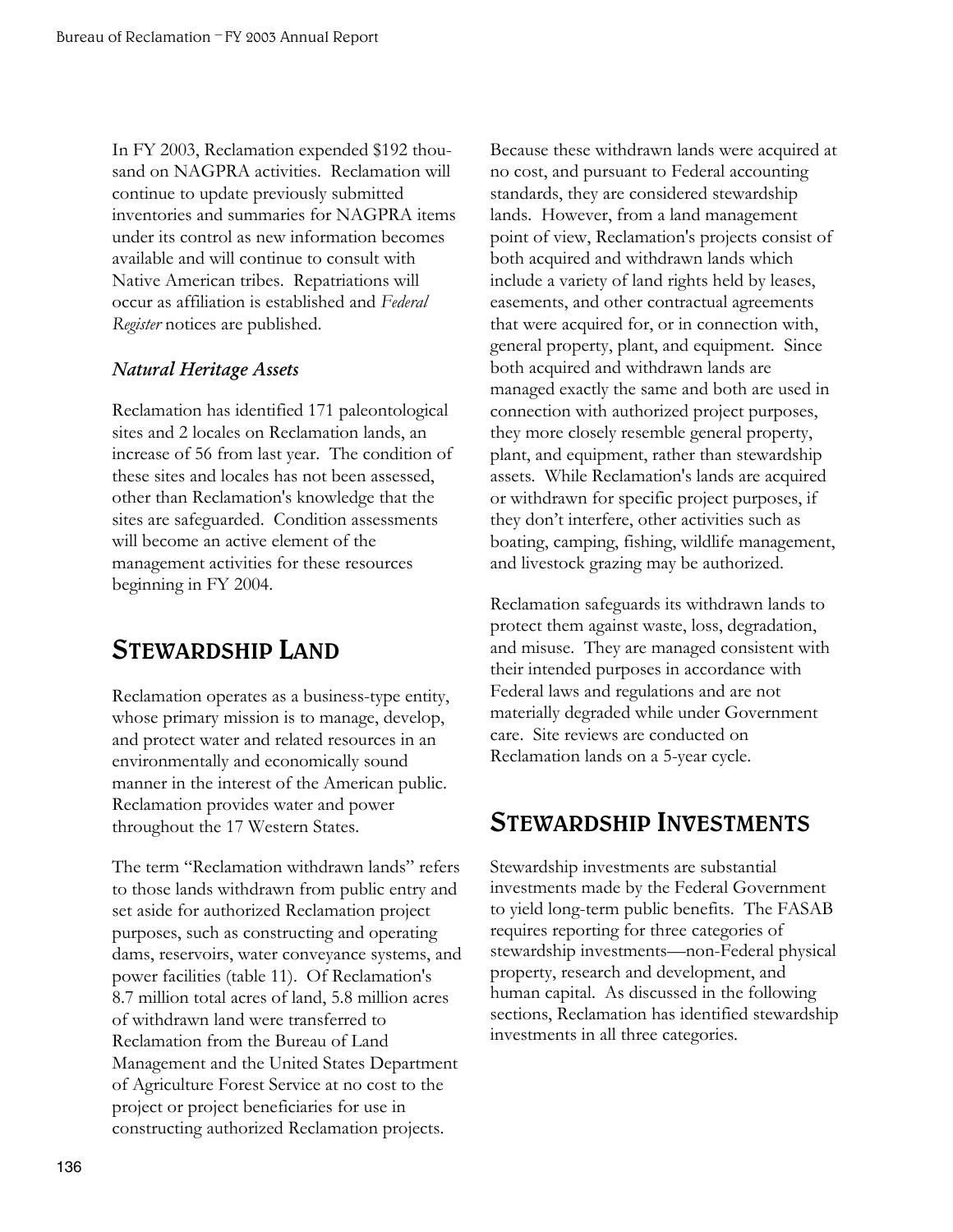In FY 2003, Reclamation expended $192 thousand on NAGPRA activities. Reclamation will continue to update previously submitted inventories and summaries for NAGPRA items under its control as new information becomes available and will continue to consult with Native American tribes. Repatriations will occur as affiliation is established and *Federal Register* notices are published.

### *Natural Heritage Assets*

Reclamation has identified 171 paleontological sites and 2 locales on Reclamation lands, an increase of 56 from last year. The condition of these sites and locales has not been assessed, other than Reclamation's knowledge that the sites are safeguarded. Condition assessments will become an active element of the management activities for these resources beginning in FY 2004.

## Stewardship Land

Reclamation operates as a business-type entity, whose primary mission is to manage, develop, and protect water and related resources in an environmentally and economically sound manner in the interest of the American public. Reclamation provides water and power throughout the 17 Western States.

The term "Reclamation withdrawn lands" refers to those lands withdrawn from public entry and set aside for authorized Reclamation project purposes, such as constructing and operating dams, reservoirs, water conveyance systems, and power facilities (table 11). Of Reclamation's 8.7 million total acres of land, 5.8 million acres of withdrawn land were transferred to Reclamation from the Bureau of Land Management and the United States Department of Agriculture Forest Service at no cost to the project or project beneficiaries for use in constructing authorized Reclamation projects.

Because these withdrawn lands were acquired at no cost, and pursuant to Federal accounting standards, they are considered stewardship lands. However, from a land management point of view, Reclamation's projects consist of both acquired and withdrawn lands which include a variety of land rights held by leases, easements, and other contractual agreements that were acquired for, or in connection with, general property, plant, and equipment. Since both acquired and withdrawn lands are managed exactly the same and both are used in connection with authorized project purposes, they more closely resemble general property, plant, and equipment, rather than stewardship assets. While Reclamation's lands are acquired or withdrawn for specific project purposes, if they don't interfere, other activities such as boating, camping, fishing, wildlife management, and livestock grazing may be authorized.

Reclamation safeguards its withdrawn lands to protect them against waste, loss, degradation, and misuse. They are managed consistent with their intended purposes in accordance with Federal laws and regulations and are not materially degraded while under Government care. Site reviews are conducted on Reclamation lands on a 5-year cycle.

## Stewardship Investments

Stewardship investments are substantial investments made by the Federal Government to yield long-term public benefits. The FASAB requires reporting for three categories of stewardship investments—non-Federal physical property, research and development, and human capital. As discussed in the following sections, Reclamation has identified stewardship investments in all three categories.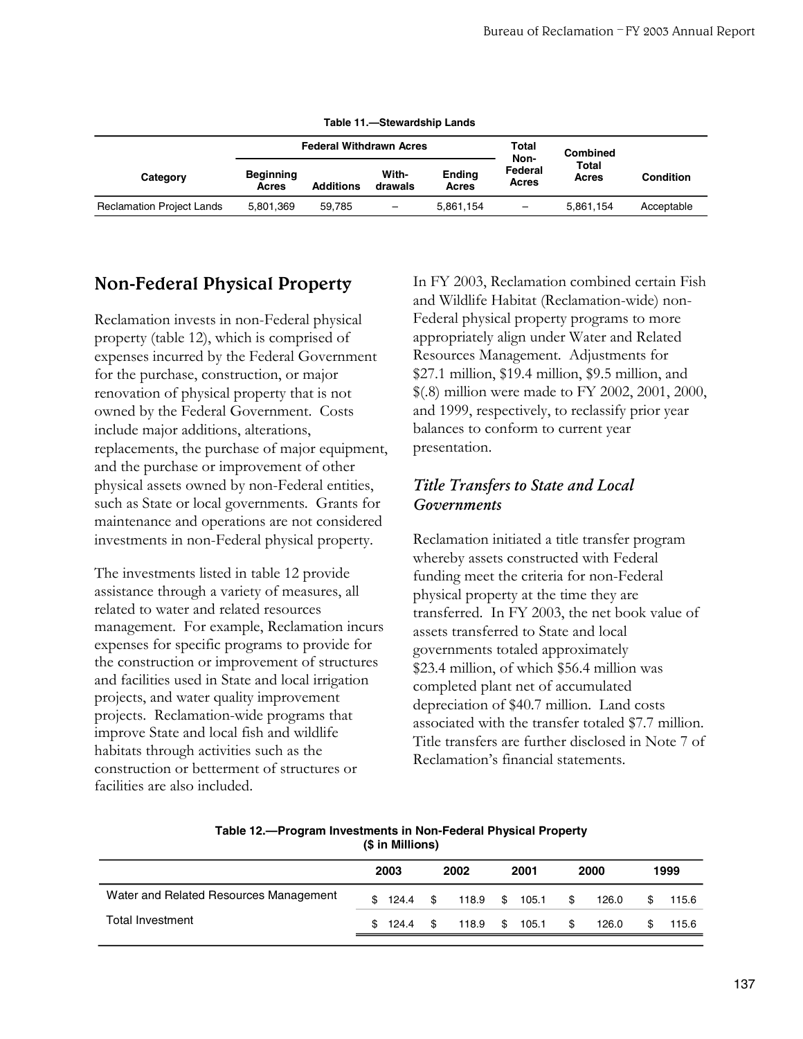**Table 11.—Stewardship Lands**

| Category | Federal Withdrawn Acres | | | | Total Non-Federal Acres | Combined Total Acres | Condition |
|---|---|---|---|---|---|---|---|
| | Beginning Acres | Additions | With-drawals | Ending Acres | | | |
| Reclamation Project Lands | 5,801,369 | 59,785 | – | 5,861,154 | – | 5,861,154 | Acceptable |

## Non-Federal Physical Property

Reclamation invests in non-Federal physical property (table 12), which is comprised of expenses incurred by the Federal Government for the purchase, construction, or major renovation of physical property that is not owned by the Federal Government. Costs include major additions, alterations, replacements, the purchase of major equipment, and the purchase or improvement of other physical assets owned by non-Federal entities, such as State or local governments. Grants for maintenance and operations are not considered investments in non-Federal physical property.

The investments listed in table 12 provide assistance through a variety of measures, all related to water and related resources management. For example, Reclamation incurs expenses for specific programs to provide for the construction or improvement of structures and facilities used in State and local irrigation projects, and water quality improvement projects. Reclamation-wide programs that improve State and local fish and wildlife habitats through activities such as the construction or betterment of structures or facilities are also included.

In FY 2003, Reclamation combined certain Fish and Wildlife Habitat (Reclamation-wide) non-Federal physical property programs to more appropriately align under Water and Related Resources Management. Adjustments for $27.1 million, $19.4 million, $9.5 million, and $(.8) million were made to FY 2002, 2001, 2000, and 1999, respectively, to reclassify prior year balances to conform to current year presentation.

### *Title Transfers to State and Local Governments*

Reclamation initiated a title transfer program whereby assets constructed with Federal funding meet the criteria for non-Federal physical property at the time they are transferred. In FY 2003, the net book value of assets transferred to State and local governments totaled approximately $23.4 million, of which $56.4 million was completed plant net of accumulated depreciation of $40.7 million. Land costs associated with the transfer totaled $7.7 million. Title transfers are further disclosed in Note 7 of Reclamation's financial statements.

**Table 12.—Program Investments in Non-Federal Physical Property ($ in Millions)**

| | 2003 | 2002 | 2001 | 2000 | 1999 |
|---|---|---|---|---|---|
| Water and Related Resources Management | $ 124.4 | $ 118.9 | $ 105.1 | $ 126.0 | $ 115.6 |
| Total Investment | $ 124.4 | $ 118.9 | $ 105.1 | $ 126.0 | $ 115.6 |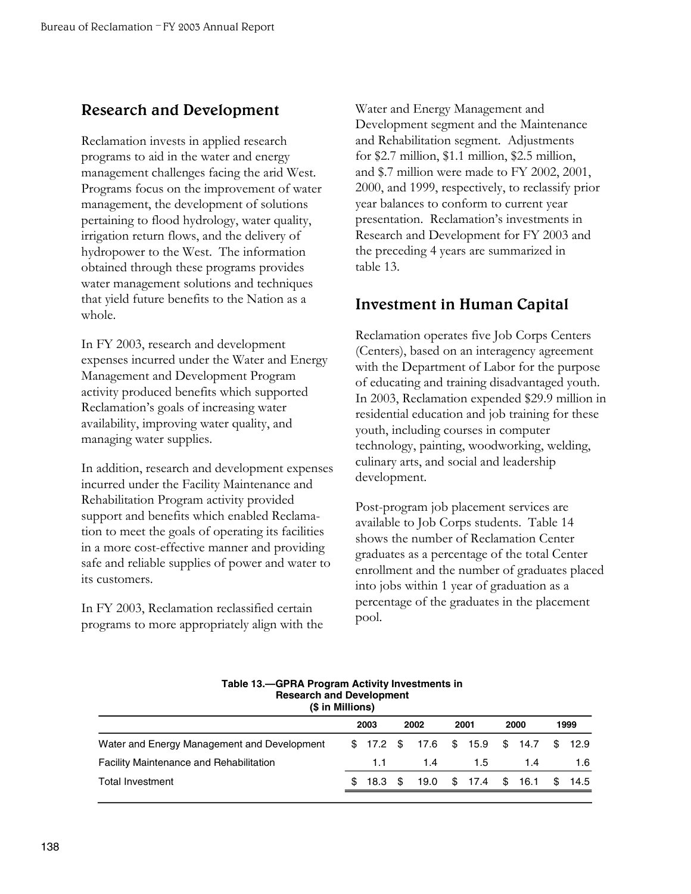## Research and Development

Reclamation invests in applied research programs to aid in the water and energy management challenges facing the arid West. Programs focus on the improvement of water management, the development of solutions pertaining to flood hydrology, water quality, irrigation return flows, and the delivery of hydropower to the West. The information obtained through these programs provides water management solutions and techniques that yield future benefits to the Nation as a whole.

In FY 2003, research and development expenses incurred under the Water and Energy Management and Development Program activity produced benefits which supported Reclamation's goals of increasing water availability, improving water quality, and managing water supplies.

In addition, research and development expenses incurred under the Facility Maintenance and Rehabilitation Program activity provided support and benefits which enabled Reclamation to meet the goals of operating its facilities in a more cost-effective manner and providing safe and reliable supplies of power and water to its customers.

In FY 2003, Reclamation reclassified certain programs to more appropriately align with the Water and Energy Management and Development segment and the Maintenance and Rehabilitation segment. Adjustments for $2.7 million, $1.1 million, $2.5 million, and $.7 million were made to FY 2002, 2001, 2000, and 1999, respectively, to reclassify prior year balances to conform to current year presentation. Reclamation's investments in Research and Development for FY 2003 and the preceding 4 years are summarized in table 13.

## Investment in Human Capital

Reclamation operates five Job Corps Centers (Centers), based on an interagency agreement with the Department of Labor for the purpose of educating and training disadvantaged youth. In 2003, Reclamation expended $29.9 million in residential education and job training for these youth, including courses in computer technology, painting, woodworking, welding, culinary arts, and social and leadership development.

Post-program job placement services are available to Job Corps students. Table 14 shows the number of Reclamation Center graduates as a percentage of the total Center enrollment and the number of graduates placed into jobs within 1 year of graduation as a percentage of the graduates in the placement pool.

**Table 13.—GPRA Program Activity Investments in Research and Development ($ in Millions)**

| | 2003 | 2002 | 2001 | 2000 | 1999 |
|---|---|---|---|---|---|
| Water and Energy Management and Development | $ 17.2 | $ 17.6 | $ 15.9 | $ 14.7 | $ 12.9 |
| Facility Maintenance and Rehabilitation | 1.1 | 1.4 | 1.5 | 1.4 | 1.6 |
| Total Investment | $ 18.3 | $ 19.0 | $ 17.4 | $ 16.1 | $ 14.5 |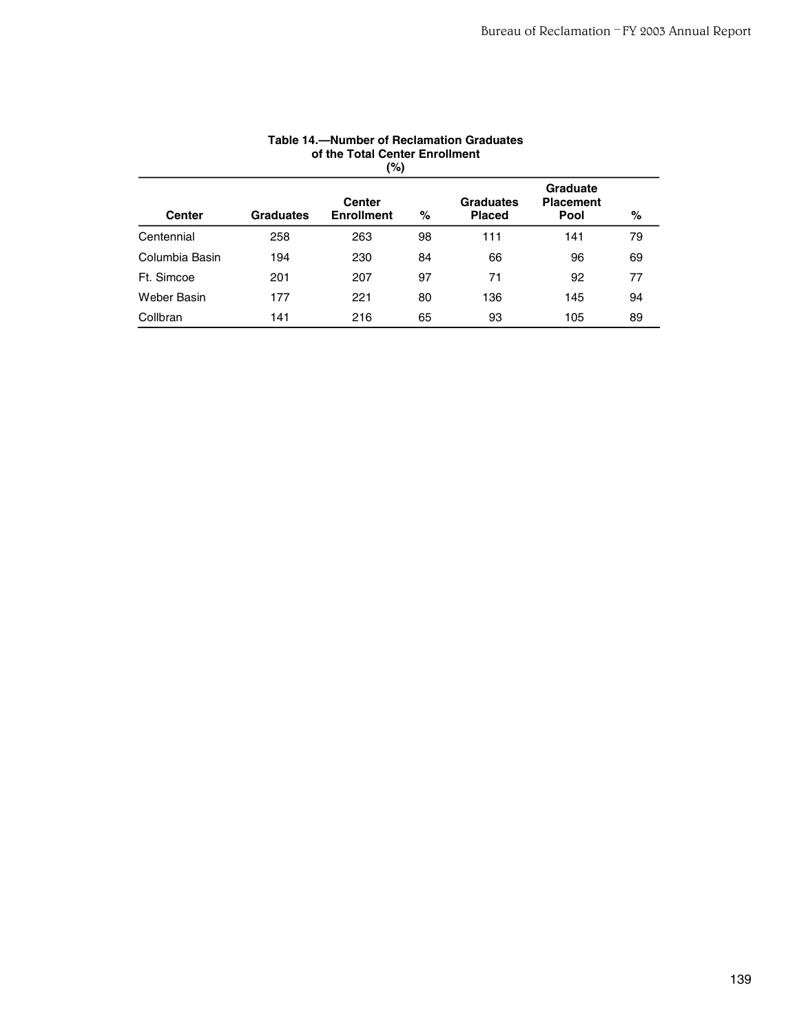**Table 14.—Number of Reclamation Graduates of the Total Center Enrollment (%)**

| Center | Graduates | Center Enrollment | % | Graduates Placed | Graduate Placement Pool | % |
|---|---|---|---|---|---|---|
| Centennial | 258 | 263 | 98 | 111 | 141 | 79 |
| Columbia Basin | 194 | 230 | 84 | 66 | 96 | 69 |
| Ft. Simcoe | 201 | 207 | 97 | 71 | 92 | 77 |
| Weber Basin | 177 | 221 | 80 | 136 | 145 | 94 |
| Collbran | 141 | 216 | 65 | 93 | 105 | 89 |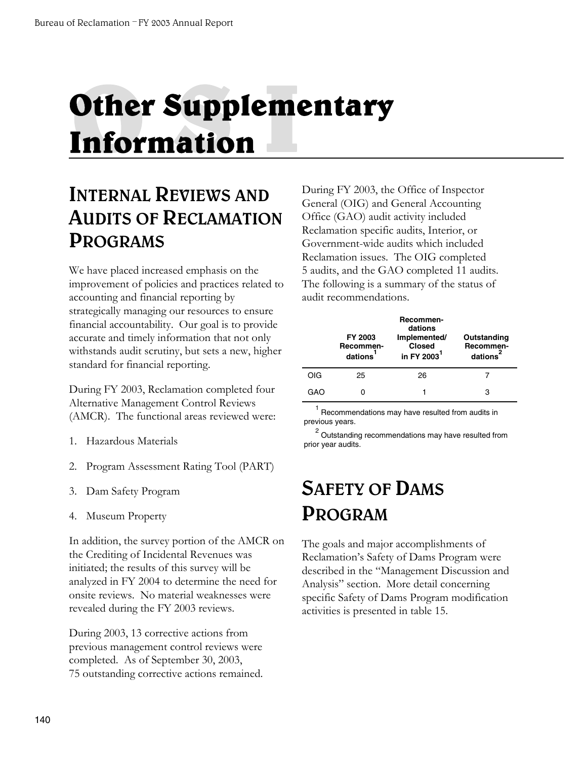# Other Supplementary Information

## Internal Reviews and Audits of Reclamation Programs

We have placed increased emphasis on the improvement of policies and practices related to accounting and financial reporting by strategically managing our resources to ensure financial accountability. Our goal is to provide accurate and timely information that not only withstands audit scrutiny, but sets a new, higher standard for financial reporting.

During FY 2003, Reclamation completed four Alternative Management Control Reviews (AMCR). The functional areas reviewed were:

1. Hazardous Materials
2. Program Assessment Rating Tool (PART)
3. Dam Safety Program
4. Museum Property

In addition, the survey portion of the AMCR on the Crediting of Incidental Revenues was initiated; the results of this survey will be analyzed in FY 2004 to determine the need for onsite reviews. No material weaknesses were revealed during the FY 2003 reviews.

During 2003, 13 corrective actions from previous management control reviews were completed. As of September 30, 2003, 75 outstanding corrective actions remained.

During FY 2003, the Office of Inspector General (OIG) and General Accounting Office (GAO) audit activity included Reclamation specific audits, Interior, or Government-wide audits which included Reclamation issues. The OIG completed 5 audits, and the GAO completed 11 audits. The following is a summary of the status of audit recommendations.

| | FY 2003 Recommendations[1] | Recommendations Implemented/ Closed in FY 2003[1] | Outstanding Recommendations[2] |
|---|---|---|---|
| OIG | 25 | 26 | 7 |
| GAO | 0 | 1 | 3 |

[1] Recommendations may have resulted from audits in previous years.

[2] Outstanding recommendations may have resulted from prior year audits.

## Safety of Dams Program

The goals and major accomplishments of Reclamation's Safety of Dams Program were described in the "Management Discussion and Analysis" section. More detail concerning specific Safety of Dams Program modification activities is presented in table 15.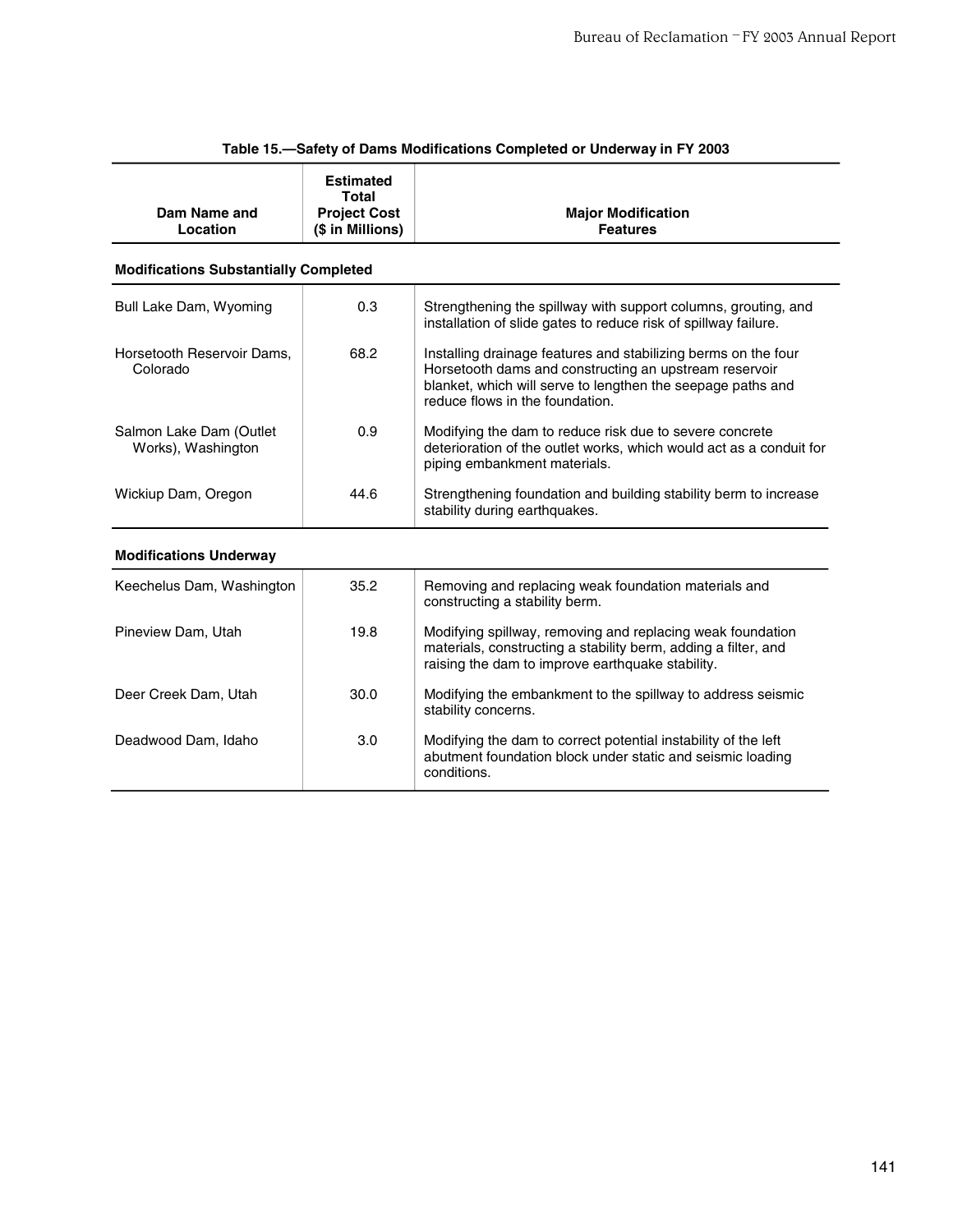**Table 15.—Safety of Dams Modifications Completed or Underway in FY 2003**

| Dam Name and Location | Estimated Total Project Cost ($ in Millions) | Major Modification Features |
|---|---|---|
| **Modifications Substantially Completed** | | |
| Bull Lake Dam, Wyoming | 0.3 | Strengthening the spillway with support columns, grouting, and installation of slide gates to reduce risk of spillway failure. |
| Horsetooth Reservoir Dams, Colorado | 68.2 | Installing drainage features and stabilizing berms on the four Horsetooth dams and constructing an upstream reservoir blanket, which will serve to lengthen the seepage paths and reduce flows in the foundation. |
| Salmon Lake Dam (Outlet Works), Washington | 0.9 | Modifying the dam to reduce risk due to severe concrete deterioration of the outlet works, which would act as a conduit for piping embankment materials. |
| Wickiup Dam, Oregon | 44.6 | Strengthening foundation and building stability berm to increase stability during earthquakes. |
| **Modifications Underway** | | |
| Keechelus Dam, Washington | 35.2 | Removing and replacing weak foundation materials and constructing a stability berm. |
| Pineview Dam, Utah | 19.8 | Modifying spillway, removing and replacing weak foundation materials, constructing a stability berm, adding a filter, and raising the dam to improve earthquake stability. |
| Deer Creek Dam, Utah | 30.0 | Modifying the embankment to the spillway to address seismic stability concerns. |
| Deadwood Dam, Idaho | 3.0 | Modifying the dam to correct potential instability of the left abutment foundation block under static and seismic loading conditions. |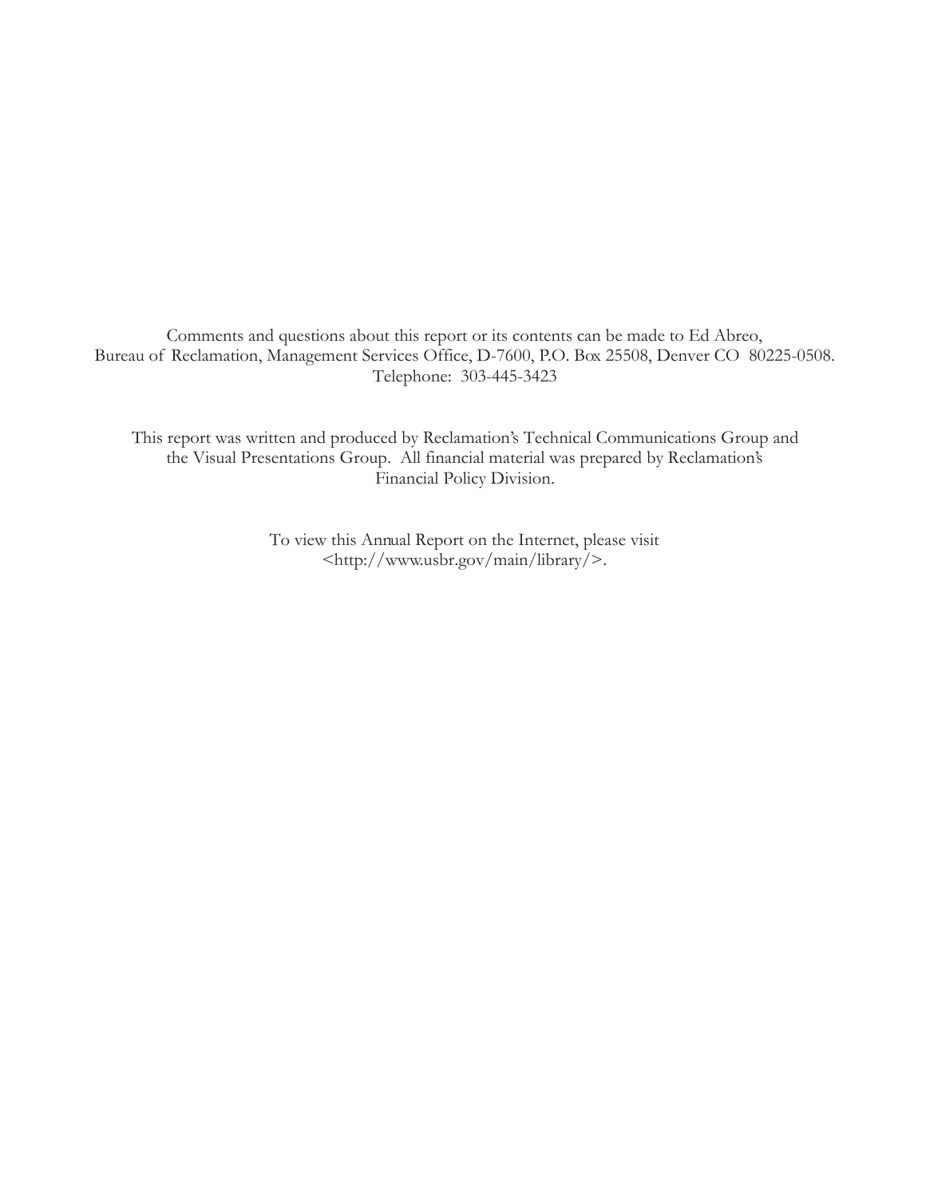Comments and questions about this report or its contents can be made to Ed Abreo, Bureau of Reclamation, Management Services Office, D-7600, P.O. Box 25508, Denver CO 80225-0508. Telephone: 303-445-3423

This report was written and produced by Reclamation's Technical Communications Group and the Visual Presentations Group. All financial material was prepared by Reclamation's Financial Policy Division.

To view this Annual Report on the Internet, please visit <http://www.usbr.gov/main/library/>.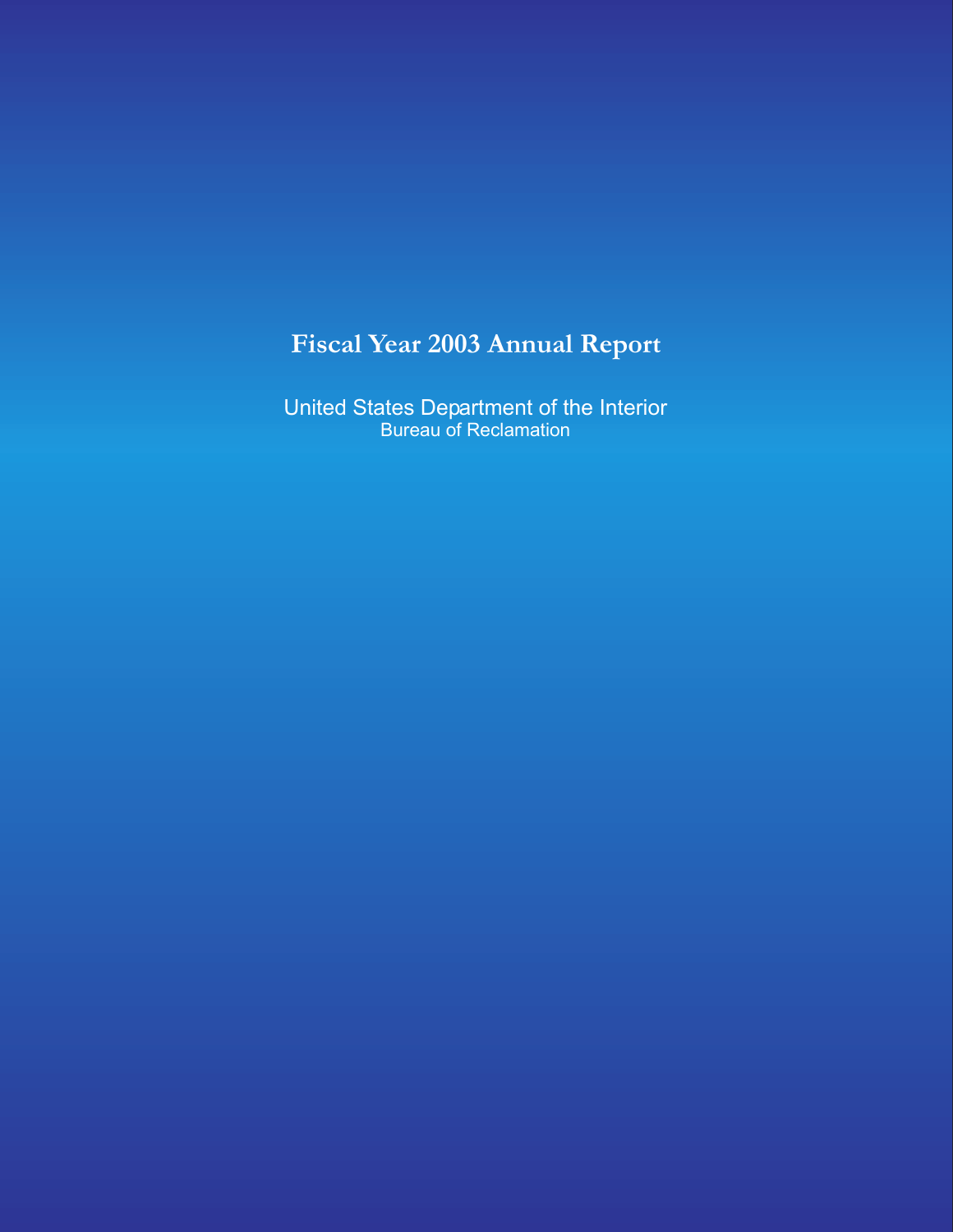# Fiscal Year 2003 Annual Report

United States Department of the Interior
Bureau of Reclamation